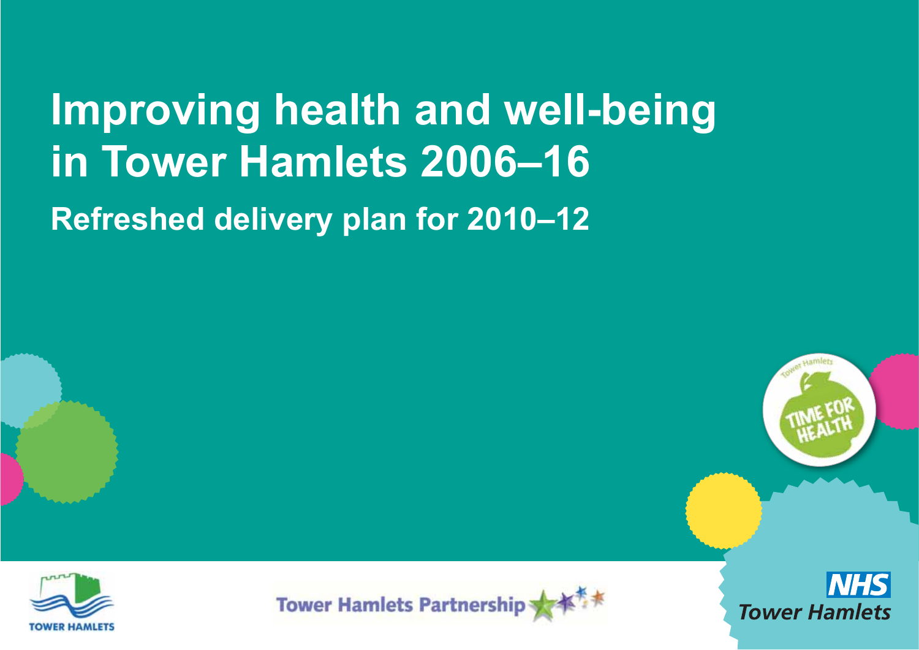# Improving health and well-being in Tower Hamlets 2006–16

## Refreshed delivery plan for 2010–12

Tower Hamlets Time for Health

TOWER HAMLETS

Tower Hamlets Partnership

NHS Tower Hamlets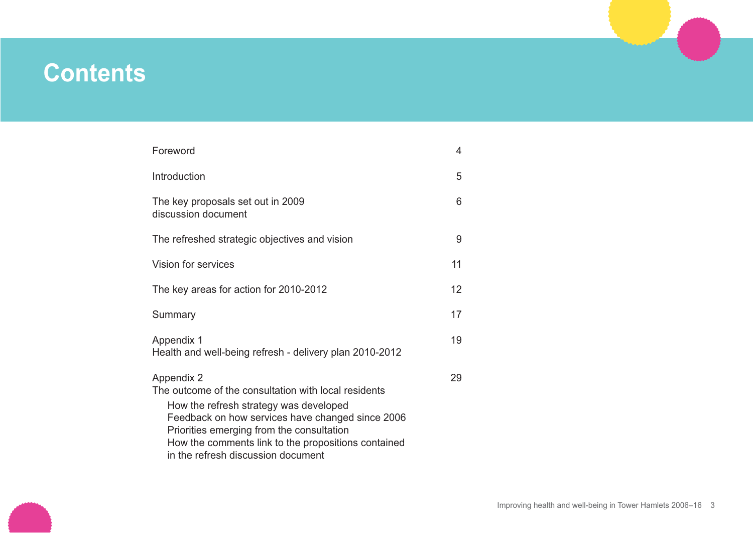# Contents

| | |
|---|---|
| Foreword | 4 |
| Introduction | 5 |
| The key proposals set out in 2009 discussion document | 6 |
| The refreshed strategic objectives and vision | 9 |
| Vision for services | 11 |
| The key areas for action for 2010-2012 | 12 |
| Summary | 17 |
| Appendix 1<br>Health and well-being refresh - delivery plan 2010-2012 | 19 |
| Appendix 2<br>The outcome of the consultation with local residents<br>How the refresh strategy was developed<br>Feedback on how services have changed since 2006<br>Priorities emerging from the consultation<br>How the comments link to the propositions contained in the refresh discussion document | 29 |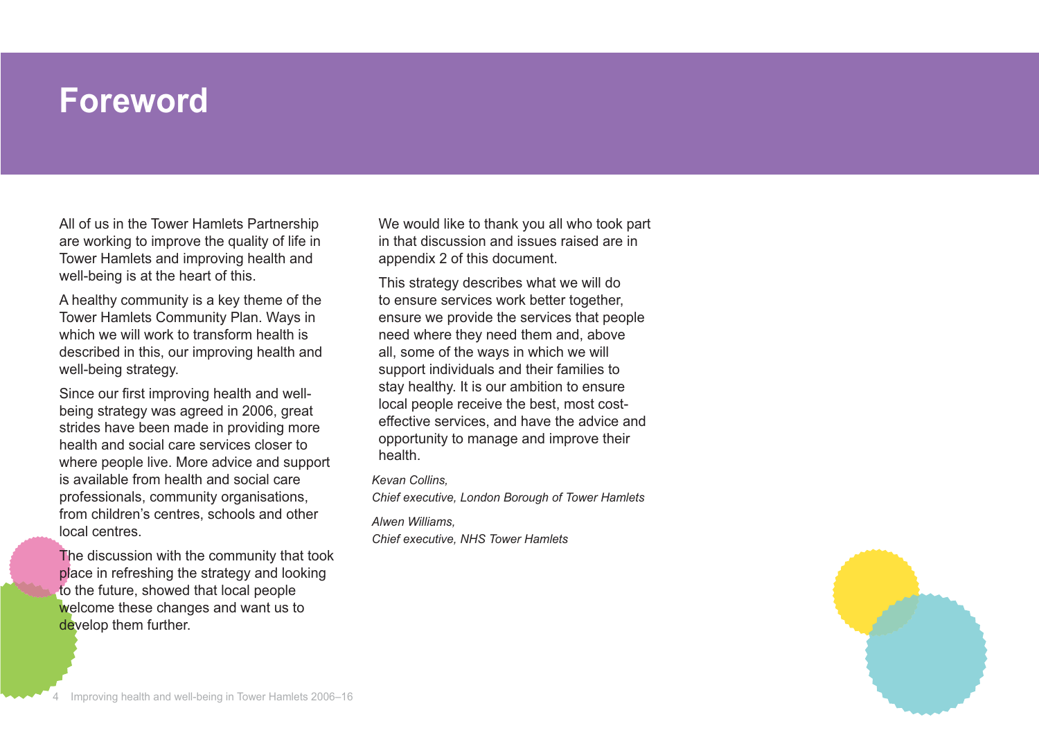# Foreword

All of us in the Tower Hamlets Partnership are working to improve the quality of life in Tower Hamlets and improving health and well-being is at the heart of this.

A healthy community is a key theme of the Tower Hamlets Community Plan. Ways in which we will work to transform health is described in this, our improving health and well-being strategy.

Since our first improving health and well-being strategy was agreed in 2006, great strides have been made in providing more health and social care services closer to where people live. More advice and support is available from health and social care professionals, community organisations, from children's centres, schools and other local centres.

The discussion with the community that took place in refreshing the strategy and looking to the future, showed that local people welcome these changes and want us to develop them further.

We would like to thank you all who took part in that discussion and issues raised are in appendix 2 of this document.

This strategy describes what we will do to ensure services work better together, ensure we provide the services that people need where they need them and, above all, some of the ways in which we will support individuals and their families to stay healthy. It is our ambition to ensure local people receive the best, most cost-effective services, and have the advice and opportunity to manage and improve their health.

*Kevan Collins,*
*Chief executive, London Borough of Tower Hamlets*

*Alwen Williams,*
*Chief executive, NHS Tower Hamlets*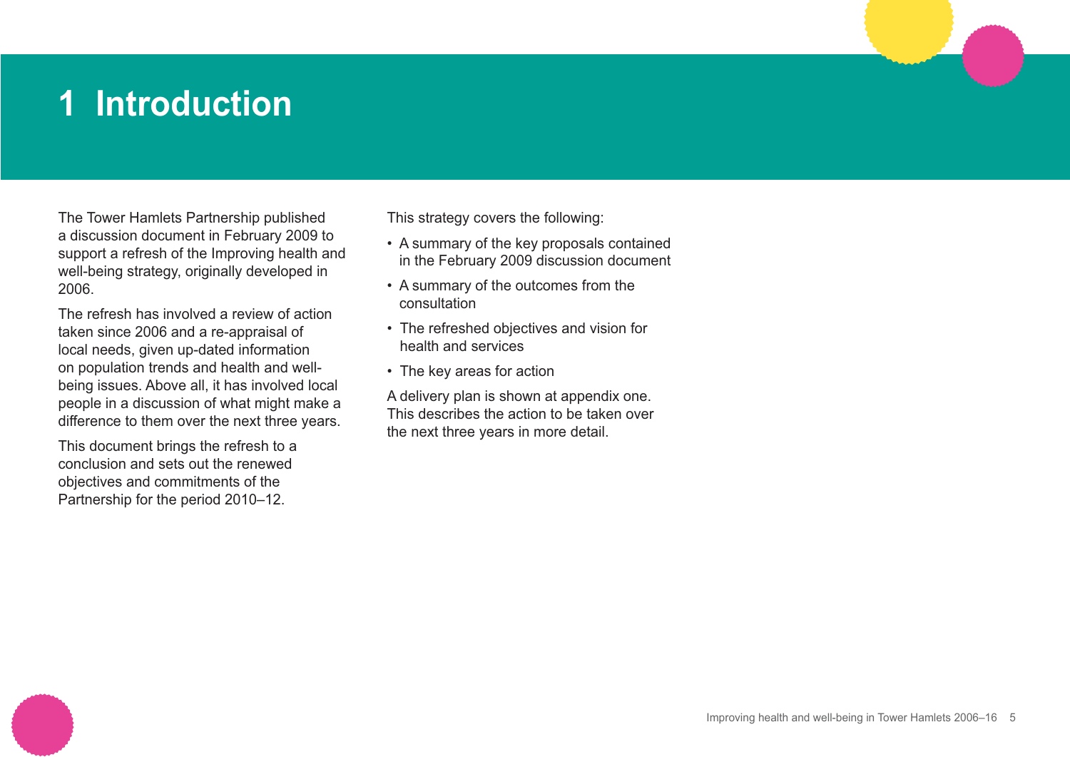# 1 Introduction

The Tower Hamlets Partnership published a discussion document in February 2009 to support a refresh of the Improving health and well-being strategy, originally developed in 2006.

The refresh has involved a review of action taken since 2006 and a re-appraisal of local needs, given up-dated information on population trends and health and well-being issues. Above all, it has involved local people in a discussion of what might make a difference to them over the next three years.

This document brings the refresh to a conclusion and sets out the renewed objectives and commitments of the Partnership for the period 2010–12.

This strategy covers the following:

- A summary of the key proposals contained in the February 2009 discussion document
- A summary of the outcomes from the consultation
- The refreshed objectives and vision for health and services
- The key areas for action

A delivery plan is shown at appendix one. This describes the action to be taken over the next three years in more detail.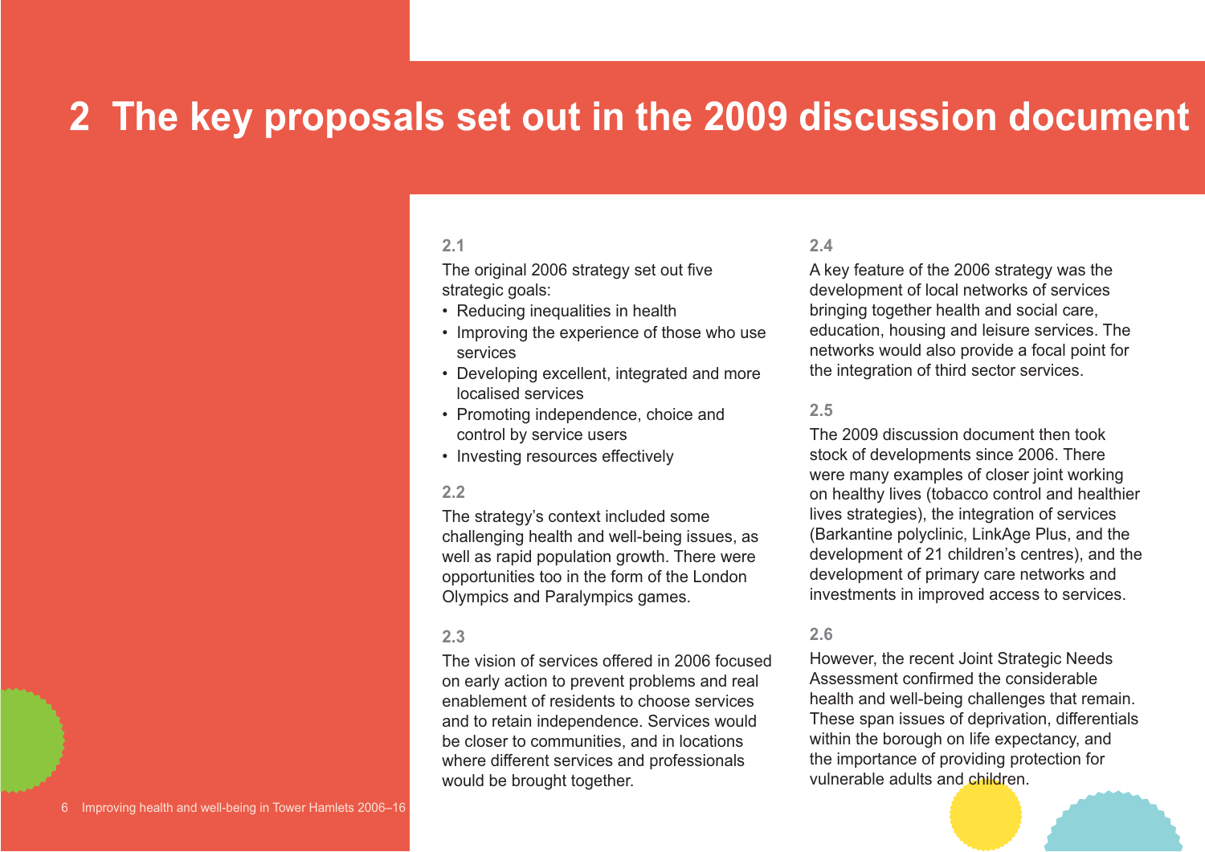# 2 The key proposals set out in the 2009 discussion document

**2.1**

The original 2006 strategy set out five strategic goals:

- Reducing inequalities in health
- Improving the experience of those who use services
- Developing excellent, integrated and more localised services
- Promoting independence, choice and control by service users
- Investing resources effectively

**2.2**

The strategy's context included some challenging health and well-being issues, as well as rapid population growth. There were opportunities too in the form of the London Olympics and Paralympics games.

**2.3**

The vision of services offered in 2006 focused on early action to prevent problems and real enablement of residents to choose services and to retain independence. Services would be closer to communities, and in locations where different services and professionals would be brought together.

**2.4**

A key feature of the 2006 strategy was the development of local networks of services bringing together health and social care, education, housing and leisure services. The networks would also provide a focal point for the integration of third sector services.

**2.5**

The 2009 discussion document then took stock of developments since 2006. There were many examples of closer joint working on healthy lives (tobacco control and healthier lives strategies), the integration of services (Barkantine polyclinic, LinkAge Plus, and the development of 21 children's centres), and the development of primary care networks and investments in improved access to services.

**2.6**

However, the recent Joint Strategic Needs Assessment confirmed the considerable health and well-being challenges that remain. These span issues of deprivation, differentials within the borough on life expectancy, and the importance of providing protection for vulnerable adults and children.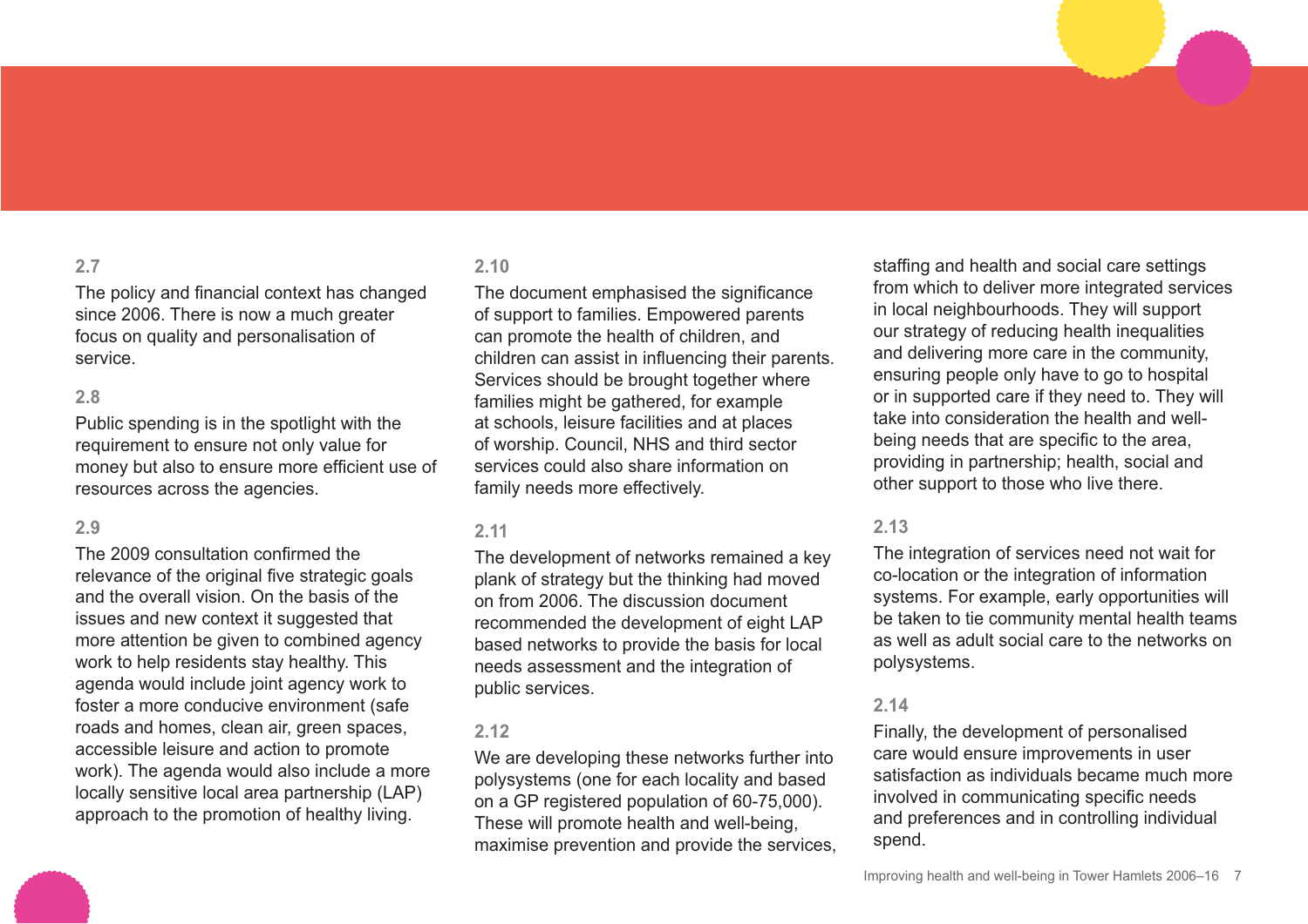**2.7**

The policy and financial context has changed since 2006. There is now a much greater focus on quality and personalisation of service.

**2.8**

Public spending is in the spotlight with the requirement to ensure not only value for money but also to ensure more efficient use of resources across the agencies.

**2.9**

The 2009 consultation confirmed the relevance of the original five strategic goals and the overall vision. On the basis of the issues and new context it suggested that more attention be given to combined agency work to help residents stay healthy. This agenda would include joint agency work to foster a more conducive environment (safe roads and homes, clean air, green spaces, accessible leisure and action to promote work). The agenda would also include a more locally sensitive local area partnership (LAP) approach to the promotion of healthy living.

**2.10**

The document emphasised the significance of support to families. Empowered parents can promote the health of children, and children can assist in influencing their parents. Services should be brought together where families might be gathered, for example at schools, leisure facilities and at places of worship. Council, NHS and third sector services could also share information on family needs more effectively.

**2.11**

The development of networks remained a key plank of strategy but the thinking had moved on from 2006. The discussion document recommended the development of eight LAP based networks to provide the basis for local needs assessment and the integration of public services.

**2.12**

We are developing these networks further into polysystems (one for each locality and based on a GP registered population of 60-75,000). These will promote health and well-being, maximise prevention and provide the services, staffing and health and social care settings from which to deliver more integrated services in local neighbourhoods. They will support our strategy of reducing health inequalities and delivering more care in the community, ensuring people only have to go to hospital or in supported care if they need to. They will take into consideration the health and well-being needs that are specific to the area, providing in partnership; health, social and other support to those who live there.

**2.13**

The integration of services need not wait for co-location or the integration of information systems. For example, early opportunities will be taken to tie community mental health teams as well as adult social care to the networks on polysystems.

**2.14**

Finally, the development of personalised care would ensure improvements in user satisfaction as individuals became much more involved in communicating specific needs and preferences and in controlling individual spend.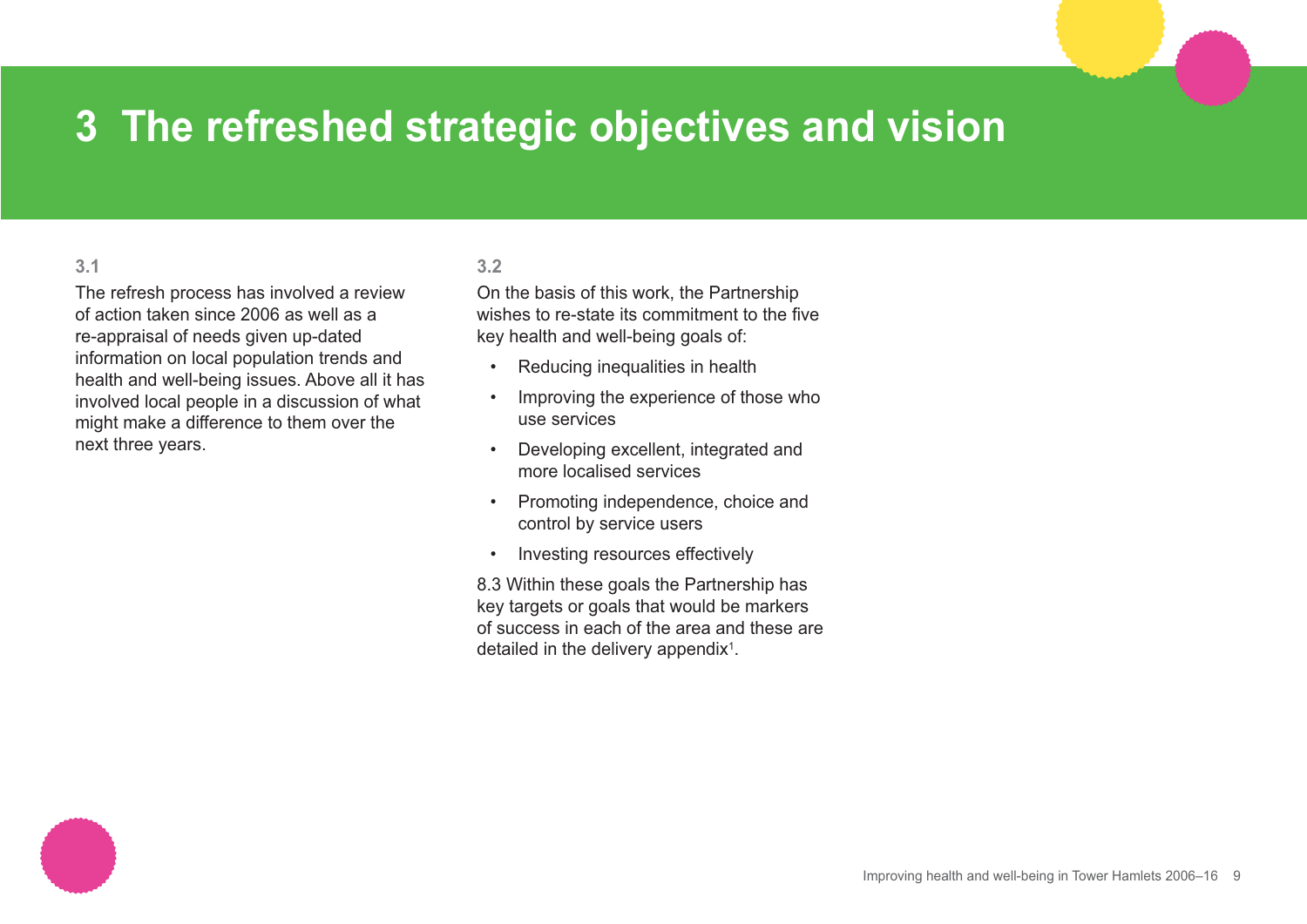# 3 The refreshed strategic objectives and vision

**3.1**

The refresh process has involved a review of action taken since 2006 as well as a re-appraisal of needs given up-dated information on local population trends and health and well-being issues. Above all it has involved local people in a discussion of what might make a difference to them over the next three years.

**3.2**

On the basis of this work, the Partnership wishes to re-state its commitment to the five key health and well-being goals of:

- Reducing inequalities in health
- Improving the experience of those who use services
- Developing excellent, integrated and more localised services
- Promoting independence, choice and control by service users
- Investing resources effectively

8.3 Within these goals the Partnership has key targets or goals that would be markers of success in each of the area and these are detailed in the delivery appendix[1].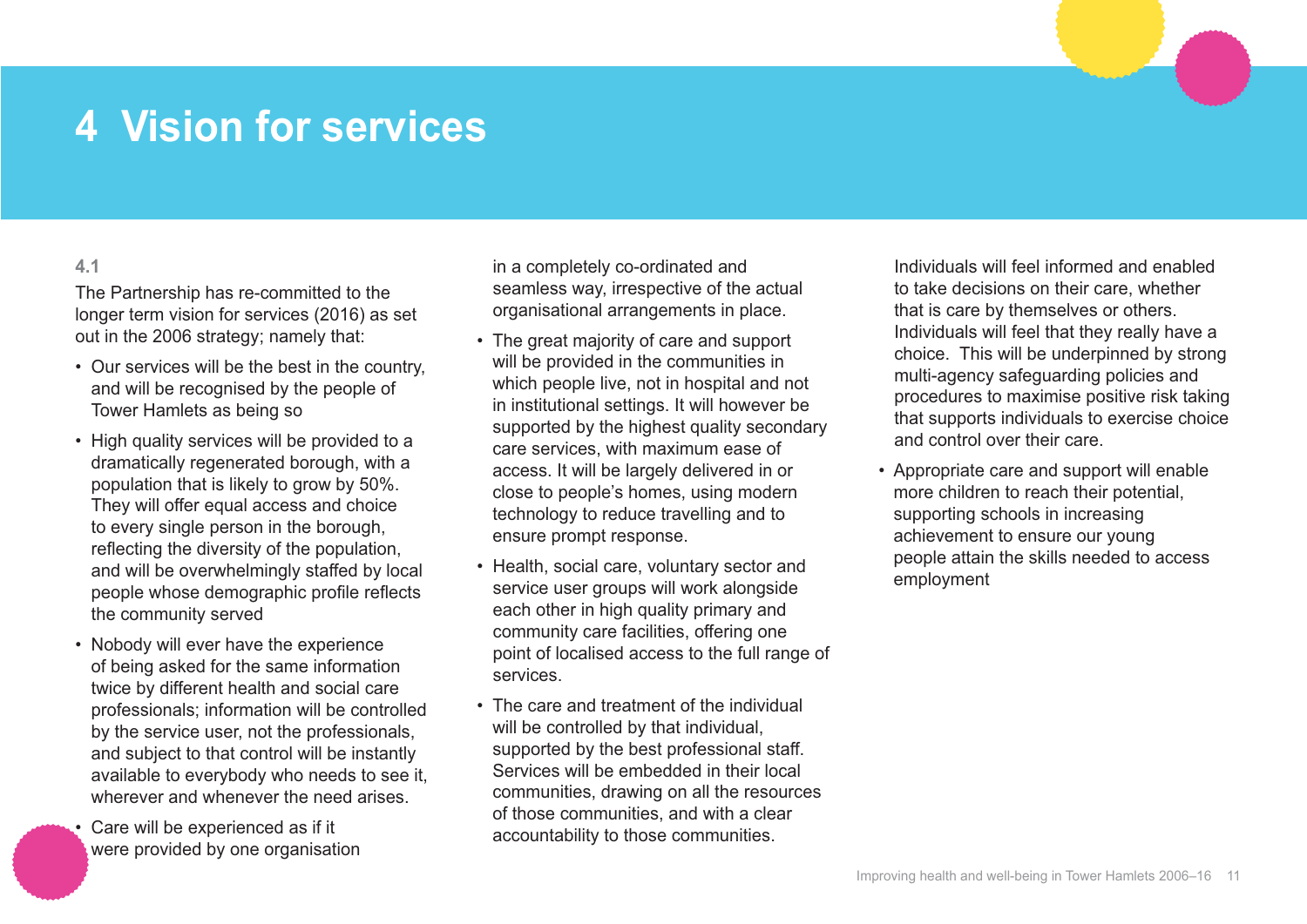# 4 Vision for services

**4.1**

The Partnership has re-committed to the longer term vision for services (2016) as set out in the 2006 strategy; namely that:

- Our services will be the best in the country, and will be recognised by the people of Tower Hamlets as being so
- High quality services will be provided to a dramatically regenerated borough, with a population that is likely to grow by 50%. They will offer equal access and choice to every single person in the borough, reflecting the diversity of the population, and will be overwhelmingly staffed by local people whose demographic profile reflects the community served
- Nobody will ever have the experience of being asked for the same information twice by different health and social care professionals; information will be controlled by the service user, not the professionals, and subject to that control will be instantly available to everybody who needs to see it, wherever and whenever the need arises.
- Care will be experienced as if it were provided by one organisation in a completely co-ordinated and seamless way, irrespective of the actual organisational arrangements in place.
- The great majority of care and support will be provided in the communities in which people live, not in hospital and not in institutional settings. It will however be supported by the highest quality secondary care services, with maximum ease of access. It will be largely delivered in or close to people's homes, using modern technology to reduce travelling and to ensure prompt response.
- Health, social care, voluntary sector and service user groups will work alongside each other in high quality primary and community care facilities, offering one point of localised access to the full range of services.
- The care and treatment of the individual will be controlled by that individual, supported by the best professional staff. Services will be embedded in their local communities, drawing on all the resources of those communities, and with a clear accountability to those communities. Individuals will feel informed and enabled to take decisions on their care, whether that is care by themselves or others. Individuals will feel that they really have a choice. This will be underpinned by strong multi-agency safeguarding policies and procedures to maximise positive risk taking that supports individuals to exercise choice and control over their care.
- Appropriate care and support will enable more children to reach their potential, supporting schools in increasing achievement to ensure our young people attain the skills needed to access employment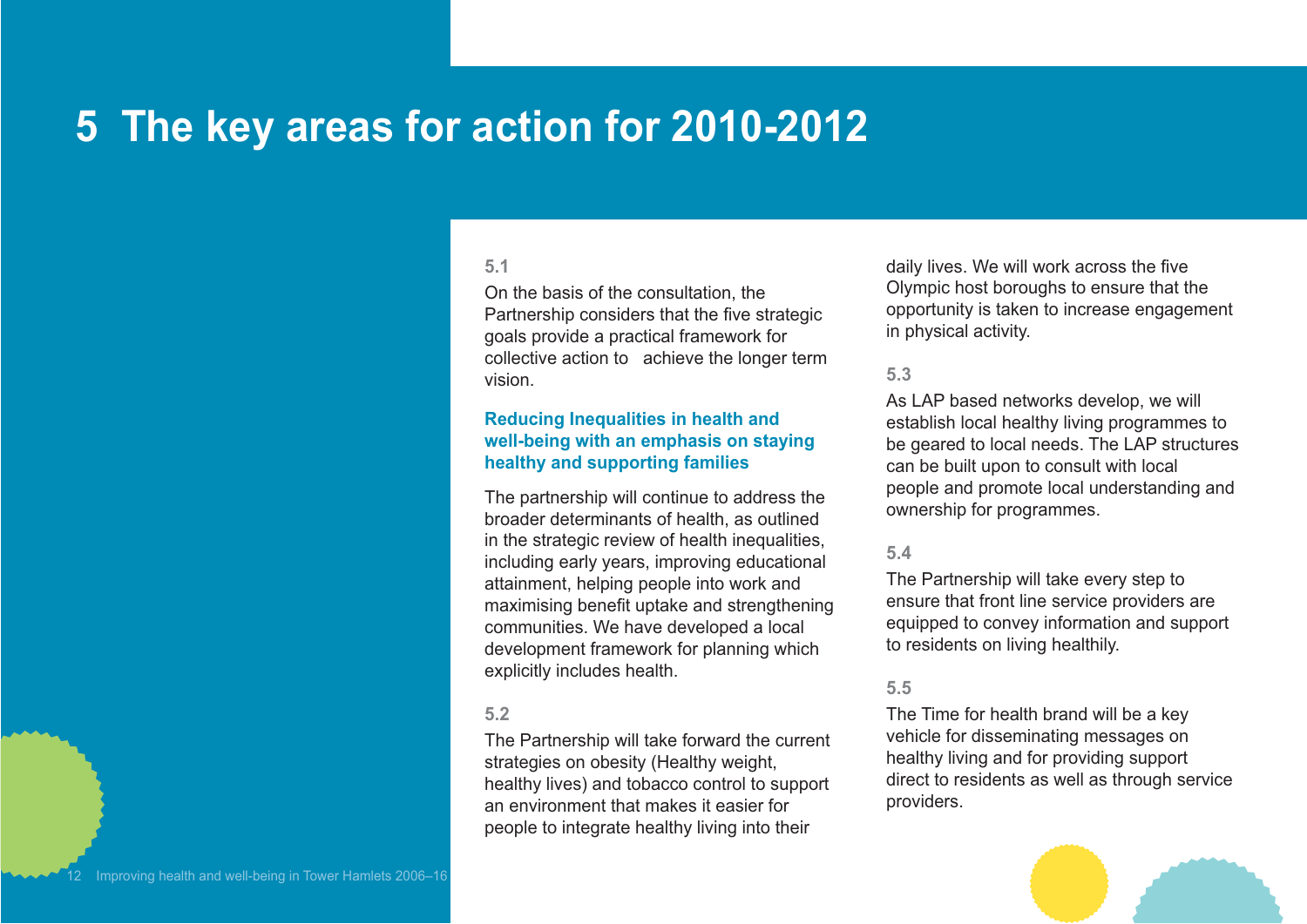# 5 The key areas for action for 2010-2012

**5.1**

On the basis of the consultation, the Partnership considers that the five strategic goals provide a practical framework for collective action to achieve the longer term vision.

### Reducing Inequalities in health and well-being with an emphasis on staying healthy and supporting families

The partnership will continue to address the broader determinants of health, as outlined in the strategic review of health inequalities, including early years, improving educational attainment, helping people into work and maximising benefit uptake and strengthening communities. We have developed a local development framework for planning which explicitly includes health.

**5.2**

The Partnership will take forward the current strategies on obesity (Healthy weight, healthy lives) and tobacco control to support an environment that makes it easier for people to integrate healthy living into their daily lives. We will work across the five Olympic host boroughs to ensure that the opportunity is taken to increase engagement in physical activity.

**5.3**

As LAP based networks develop, we will establish local healthy living programmes to be geared to local needs. The LAP structures can be built upon to consult with local people and promote local understanding and ownership for programmes.

**5.4**

The Partnership will take every step to ensure that front line service providers are equipped to convey information and support to residents on living healthily.

**5.5**

The Time for health brand will be a key vehicle for disseminating messages on healthy living and for providing support direct to residents as well as through service providers.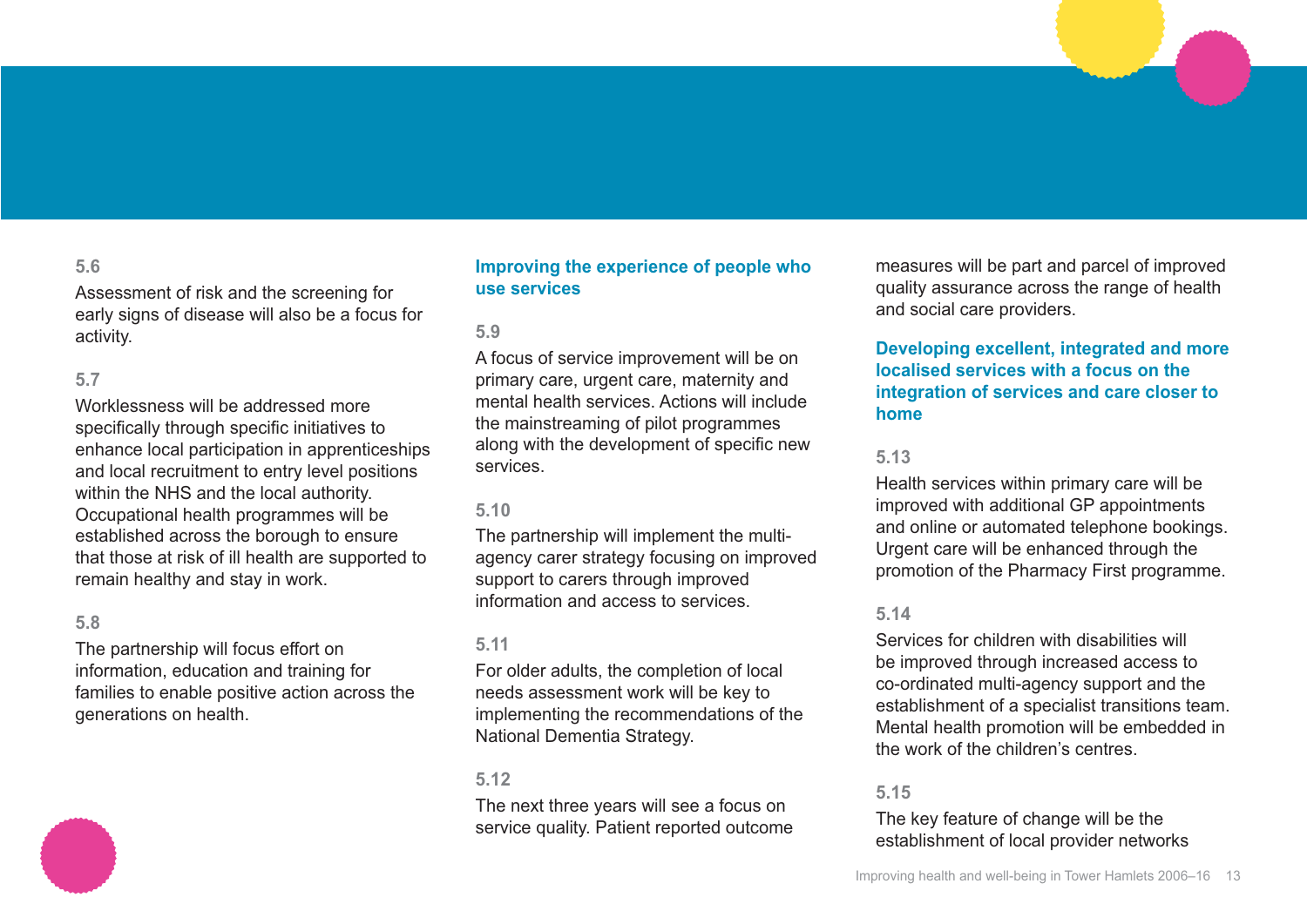**5.6**

Assessment of risk and the screening for early signs of disease will also be a focus for activity.

**5.7**

Worklessness will be addressed more specifically through specific initiatives to enhance local participation in apprenticeships and local recruitment to entry level positions within the NHS and the local authority. Occupational health programmes will be established across the borough to ensure that those at risk of ill health are supported to remain healthy and stay in work.

**5.8**

The partnership will focus effort on information, education and training for families to enable positive action across the generations on health.

### Improving the experience of people who use services

**5.9**

A focus of service improvement will be on primary care, urgent care, maternity and mental health services. Actions will include the mainstreaming of pilot programmes along with the development of specific new services.

**5.10**

The partnership will implement the multi-agency carer strategy focusing on improved support to carers through improved information and access to services.

**5.11**

For older adults, the completion of local needs assessment work will be key to implementing the recommendations of the National Dementia Strategy.

**5.12**

The next three years will see a focus on service quality. Patient reported outcome measures will be part and parcel of improved quality assurance across the range of health and social care providers.

### Developing excellent, integrated and more localised services with a focus on the integration of services and care closer to home

**5.13**

Health services within primary care will be improved with additional GP appointments and online or automated telephone bookings. Urgent care will be enhanced through the promotion of the Pharmacy First programme.

**5.14**

Services for children with disabilities will be improved through increased access to co-ordinated multi-agency support and the establishment of a specialist transitions team. Mental health promotion will be embedded in the work of the children's centres.

**5.15**

The key feature of change will be the establishment of local provider networks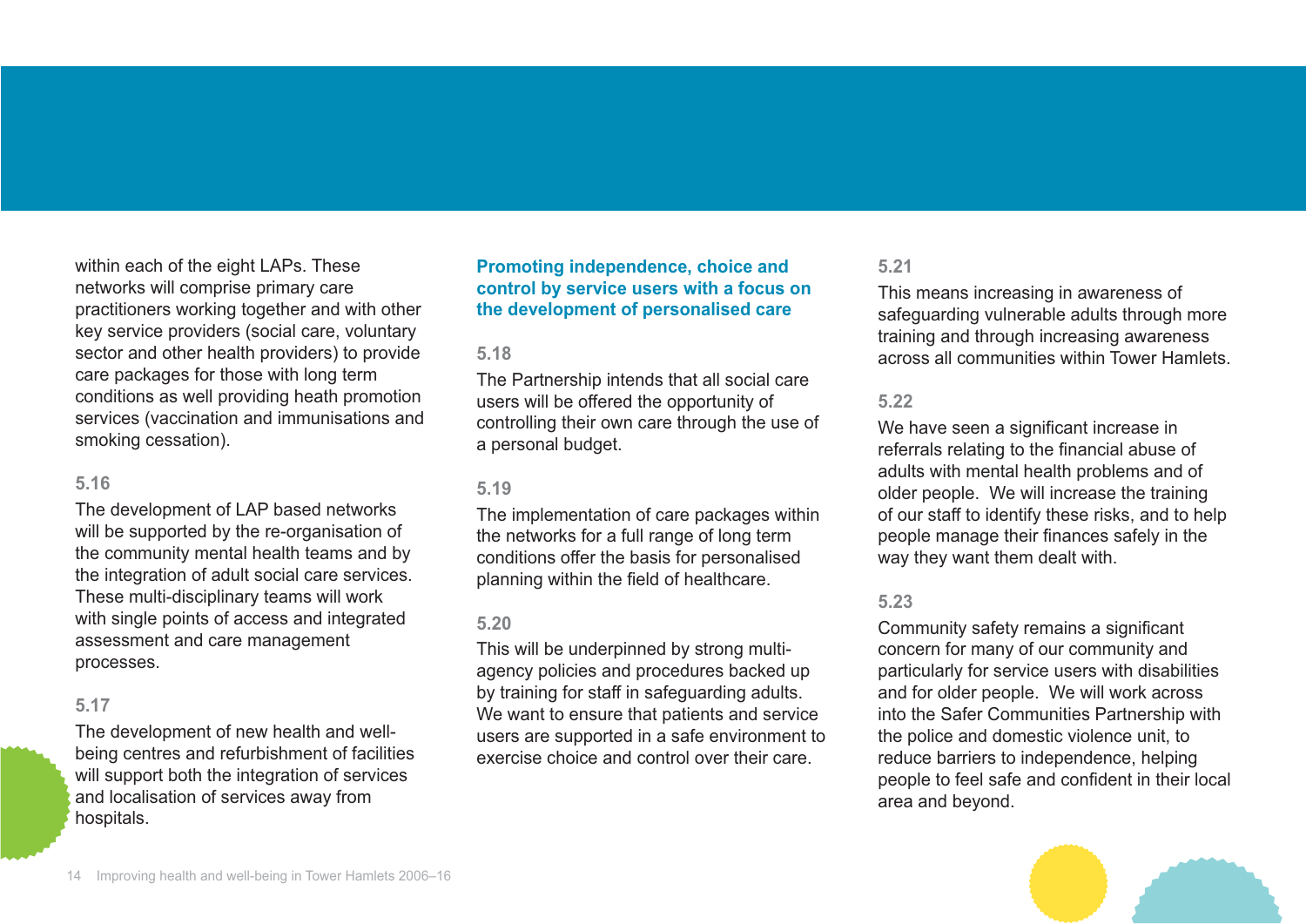within each of the eight LAPs. These networks will comprise primary care practitioners working together and with other key service providers (social care, voluntary sector and other health providers) to provide care packages for those with long term conditions as well providing heath promotion services (vaccination and immunisations and smoking cessation).

**5.16**

The development of LAP based networks will be supported by the re-organisation of the community mental health teams and by the integration of adult social care services. These multi-disciplinary teams will work with single points of access and integrated assessment and care management processes.

**5.17**

The development of new health and well-being centres and refurbishment of facilities will support both the integration of services and localisation of services away from hospitals.

### Promoting independence, choice and control by service users with a focus on the development of personalised care

**5.18**

The Partnership intends that all social care users will be offered the opportunity of controlling their own care through the use of a personal budget.

**5.19**

The implementation of care packages within the networks for a full range of long term conditions offer the basis for personalised planning within the field of healthcare.

**5.20**

This will be underpinned by strong multi-agency policies and procedures backed up by training for staff in safeguarding adults. We want to ensure that patients and service users are supported in a safe environment to exercise choice and control over their care.

**5.21**

This means increasing in awareness of safeguarding vulnerable adults through more training and through increasing awareness across all communities within Tower Hamlets.

**5.22**

We have seen a significant increase in referrals relating to the financial abuse of adults with mental health problems and of older people. We will increase the training of our staff to identify these risks, and to help people manage their finances safely in the way they want them dealt with.

**5.23**

Community safety remains a significant concern for many of our community and particularly for service users with disabilities and for older people. We will work across into the Safer Communities Partnership with the police and domestic violence unit, to reduce barriers to independence, helping people to feel safe and confident in their local area and beyond.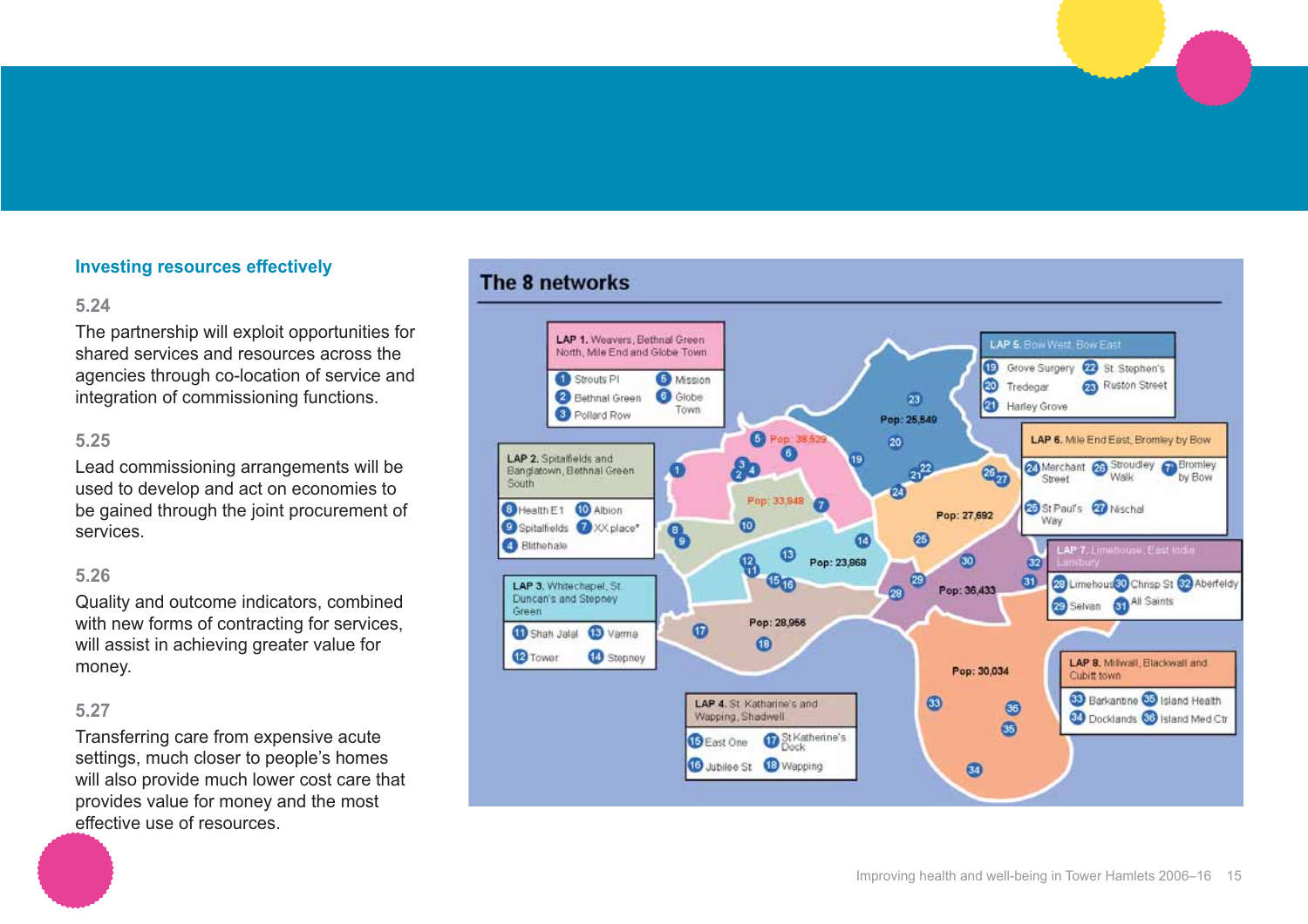## Investing resources effectively

**5.24**

The partnership will exploit opportunities for shared services and resources across the agencies through co-location of service and integration of commissioning functions.

**5.25**

Lead commissioning arrangements will be used to develop and act on economies to be gained through the joint procurement of services.

**5.26**

Quality and outcome indicators, combined with new forms of contracting for services, will assist in achieving greater value for money.

**5.27**

Transferring care from expensive acute settings, much closer to people's homes will also provide much lower cost care that provides value for money and the most effective use of resources.

## The 8 networks

**LAP 1.** Weavers, Bethnal Green North, Mile End and Globe Town (Pop: 38,529)
1. Strouts Pl
2. Bethnal Green
3. Pollard Row
5. Mission
6. Globe Town

**LAP 2.** Spitalfields and Banglatown, Bethnal Green South (Pop: 33,948)
8. Health E1
9. Spitalfields
4. Blithehale
10. Albion
7. XX place*

**LAP 3.** Whitechapel, St Duncan's and Stepney Green (Pop: 23,868)
11. Shah Jalal
12. Tower
13. Varma
14. Stepney

**LAP 4.** St Katharine's and Wapping, Shadwell (Pop: 28,956)
15. East One
16. Jubilee St
17. St Katherine's Dock
18. Wapping

**LAP 5.** Bow West, Bow East (Pop: 25,549)
19. Grove Surgery
20. Tredegar
21. Harley Grove
22. St Stephen's
23. Ruston Street

**LAP 6.** Mile End East, Bromley by Bow (Pop: 27,692)
24. Merchant Street
25. St Paul's Way
26. Stroudley Walk
27. Nischal
7. Bromley by Bow

**LAP 7.** Limehouse, East India Lansbury (Pop: 36,433)
28. Limehouse
29. Selvan
30. Chrisp St
31. All Saints
32. Aberfeldy

**LAP 8.** Millwall, Blackwall and Cubitt town (Pop: 30,034)
33. Barkantine
34. Docklands
35. Island Health
36. Island Med Ctr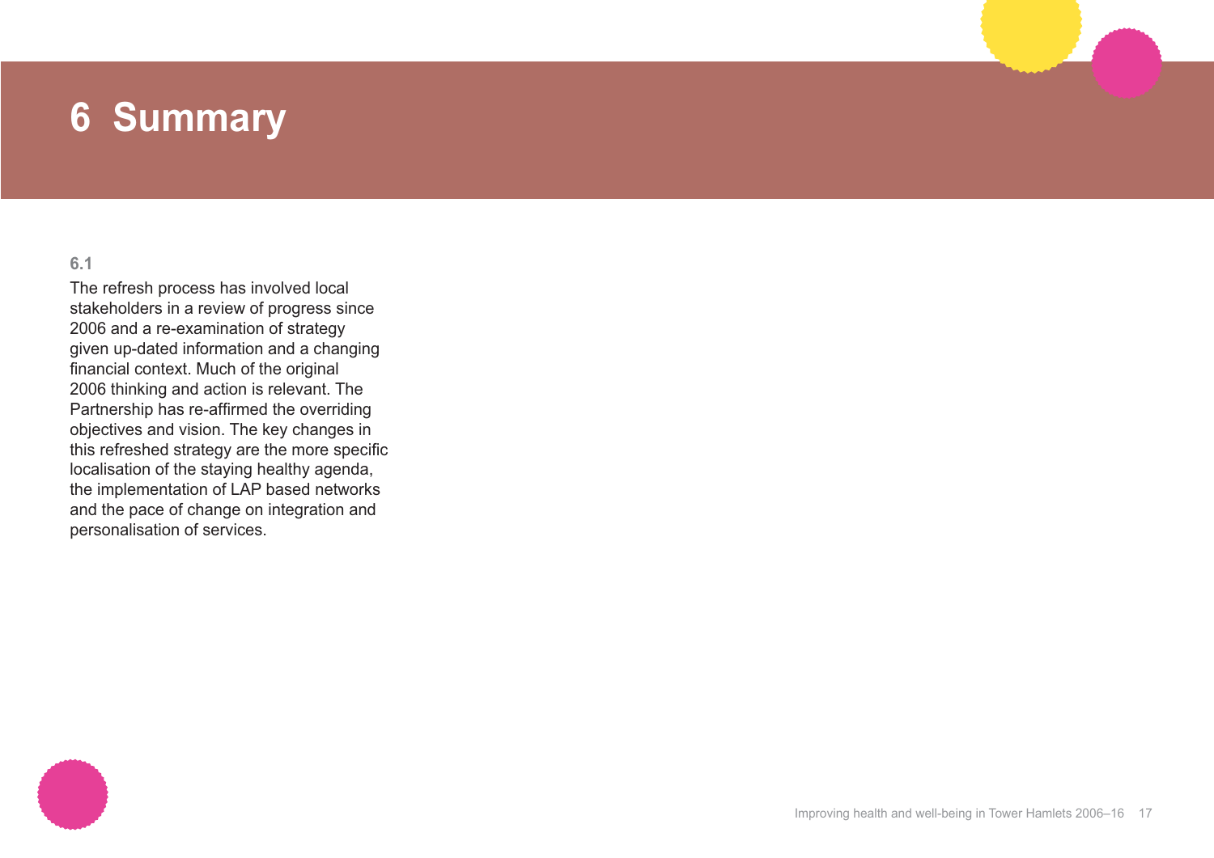# 6 Summary

**6.1**

The refresh process has involved local stakeholders in a review of progress since 2006 and a re-examination of strategy given up-dated information and a changing financial context. Much of the original 2006 thinking and action is relevant. The Partnership has re-affirmed the overriding objectives and vision. The key changes in this refreshed strategy are the more specific localisation of the staying healthy agenda, the implementation of LAP based networks and the pace of change on integration and personalisation of services.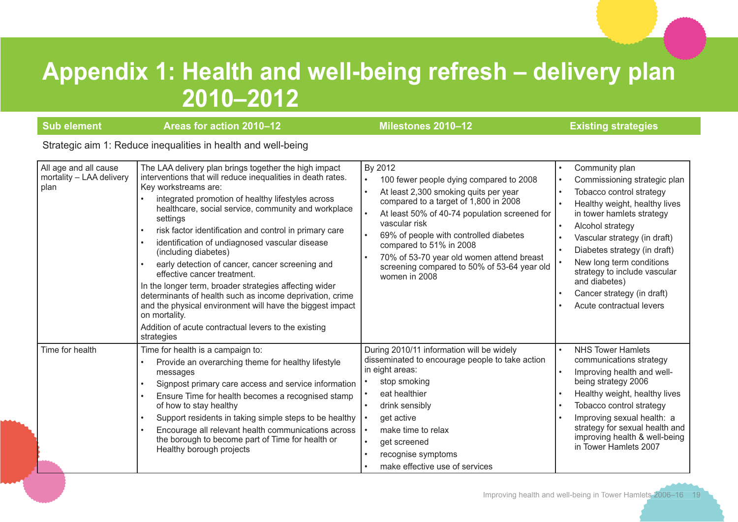# Appendix 1: Health and well-being refresh – delivery plan 2010–2012

| Sub element | Areas for action 2010–12 | Milestones 2010–12 | Existing strategies |
|---|---|---|---|
| **Strategic aim 1: Reduce inequalities in health and well-being** | | | |
| All age and all cause mortality – LAA delivery plan | The LAA delivery plan brings together the high impact interventions that will reduce inequalities in death rates. Key workstreams are:<br>• integrated promotion of healthy lifestyles across healthcare, social service, community and workplace settings<br>• risk factor identification and control in primary care<br>• identification of undiagnosed vascular disease (including diabetes)<br>• early detection of cancer, cancer screening and effective cancer treatment.<br>In the longer term, broader strategies affecting wider determinants of health such as income deprivation, crime and the physical environment will have the biggest impact on mortality.<br>Addition of acute contractual levers to the existing strategies | By 2012<br>• 100 fewer people dying compared to 2008<br>• At least 2,300 smoking quits per year compared to a target of 1,800 in 2008<br>• At least 50% of 40-74 population screened for vascular risk<br>• 69% of people with controlled diabetes compared to 51% in 2008<br>• 70% of 53-70 year old women attend breast screening compared to 50% of 53-64 year old women in 2008 | • Community plan<br>• Commissioning strategic plan<br>• Tobacco control strategy<br>• Healthy weight, healthy lives in tower hamlets strategy<br>• Alcohol strategy<br>• Vascular strategy (in draft)<br>• Diabetes strategy (in draft)<br>• New long term conditions strategy to include vascular and diabetes)<br>• Cancer strategy (in draft)<br>• Acute contractual levers |
| Time for health | Time for health is a campaign to:<br>• Provide an overarching theme for healthy lifestyle messages<br>• Signpost primary care access and service information<br>• Ensure Time for health becomes a recognised stamp of how to stay healthy<br>• Support residents in taking simple steps to be healthy<br>• Encourage all relevant health communications across the borough to become part of Time for health or Healthy borough projects | During 2010/11 information will be widely disseminated to encourage people to take action in eight areas:<br>• stop smoking<br>• eat healthier<br>• drink sensibly<br>• get active<br>• make time to relax<br>• get screened<br>• recognise symptoms<br>• make effective use of services | • NHS Tower Hamlets communications strategy<br>• Improving health and well-being strategy 2006<br>• Healthy weight, healthy lives<br>• Tobacco control strategy<br>• Improving sexual health: a strategy for sexual health and improving health & well-being in Tower Hamlets 2007 |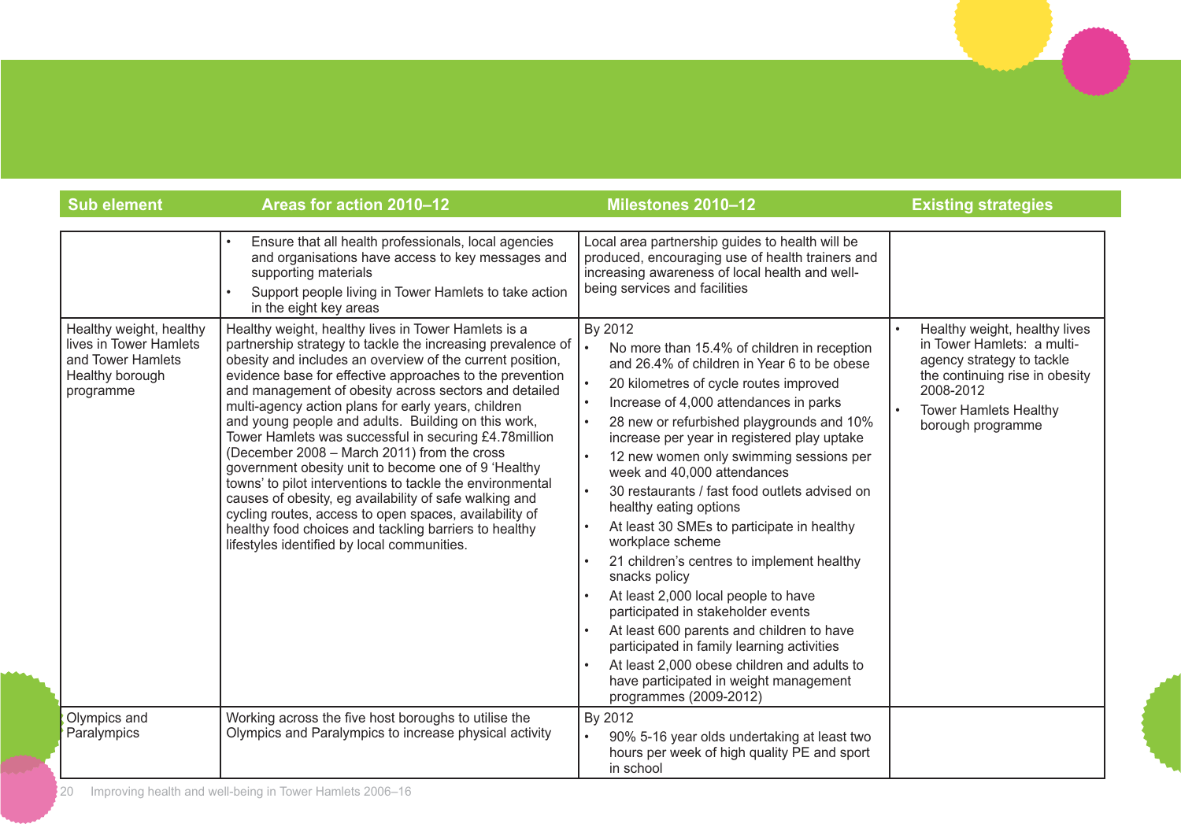| Sub element | Areas for action 2010–12 | Milestones 2010–12 | Existing strategies |
|---|---|---|---|
| | • Ensure that all health professionals, local agencies and organisations have access to key messages and supporting materials<br>• Support people living in Tower Hamlets to take action in the eight key areas | Local area partnership guides to health will be produced, encouraging use of health trainers and increasing awareness of local health and well-being services and facilities | |
| Healthy weight, healthy lives in Tower Hamlets and Tower Hamlets Healthy borough programme | Healthy weight, healthy lives in Tower Hamlets is a partnership strategy to tackle the increasing prevalence of obesity and includes an overview of the current position, evidence base for effective approaches to the prevention and management of obesity across sectors and detailed multi-agency action plans for early years, children and young people and adults. Building on this work, Tower Hamlets was successful in securing £4.78million (December 2008 – March 2011) from the cross government obesity unit to become one of 9 'Healthy towns' to pilot interventions to tackle the environmental causes of obesity, eg availability of safe walking and cycling routes, access to open spaces, availability of healthy food choices and tackling barriers to healthy lifestyles identified by local communities. | By 2012<br>• No more than 15.4% of children in reception and 26.4% of children in Year 6 to be obese<br>• 20 kilometres of cycle routes improved<br>• Increase of 4,000 attendances in parks<br>• 28 new or refurbished playgrounds and 10% increase per year in registered play uptake<br>• 12 new women only swimming sessions per week and 40,000 attendances<br>• 30 restaurants / fast food outlets advised on healthy eating options<br>• At least 30 SMEs to participate in healthy workplace scheme<br>• 21 children's centres to implement healthy snacks policy<br>• At least 2,000 local people to have participated in stakeholder events<br>• At least 600 parents and children to have participated in family learning activities<br>• At least 2,000 obese children and adults to have participated in weight management programmes (2009-2012) | • Healthy weight, healthy lives in Tower Hamlets: a multi-agency strategy to tackle the continuing rise in obesity 2008-2012<br>• Tower Hamlets Healthy borough programme |
| Olympics and Paralympics | Working across the five host boroughs to utilise the Olympics and Paralympics to increase physical activity | By 2012<br>• 90% 5-16 year olds undertaking at least two hours per week of high quality PE and sport in school | |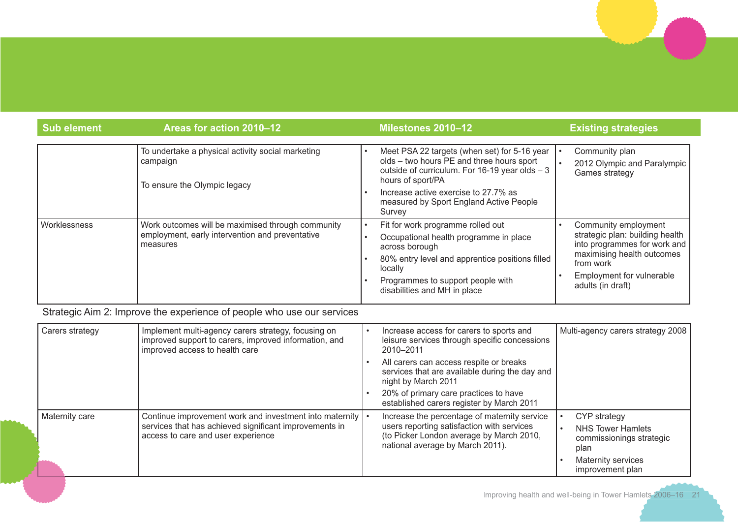| Sub element | Areas for action 2010–12 | Milestones 2010–12 | Existing strategies |
|---|---|---|---|
| | To undertake a physical activity social marketing campaign<br><br>To ensure the Olympic legacy | • Meet PSA 22 targets (when set) for 5-16 year olds – two hours PE and three hours sport outside of curriculum. For 16-19 year olds – 3 hours of sport/PA<br>• Increase active exercise to 27.7% as measured by Sport England Active People Survey | • Community plan<br>• 2012 Olympic and Paralympic Games strategy |
| Worklessness | Work outcomes will be maximised through community employment, early intervention and preventative measures | • Fit for work programme rolled out<br>• Occupational health programme in place across borough<br>• 80% entry level and apprentice positions filled locally<br>• Programmes to support people with disabilities and MH in place | • Community employment strategic plan: building health into programmes for work and maximising health outcomes from work<br>• Employment for vulnerable adults (in draft) |

Strategic Aim 2: Improve the experience of people who use our services

| Sub element | Areas for action 2010–12 | Milestones 2010–12 | Existing strategies |
|---|---|---|---|
| Carers strategy | Implement multi-agency carers strategy, focusing on improved support to carers, improved information, and improved access to health care | • Increase access for carers to sports and leisure services through specific concessions 2010–2011<br>• All carers can access respite or breaks services that are available during the day and night by March 2011<br>• 20% of primary care practices to have established carers register by March 2011 | Multi-agency carers strategy 2008 |
| Maternity care | Continue improvement work and investment into maternity services that has achieved significant improvements in access to care and user experience | • Increase the percentage of maternity service users reporting satisfaction with services (to Picker London average by March 2010, national average by March 2011). | • CYP strategy<br>• NHS Tower Hamlets commissionings strategic plan<br>• Maternity services improvement plan |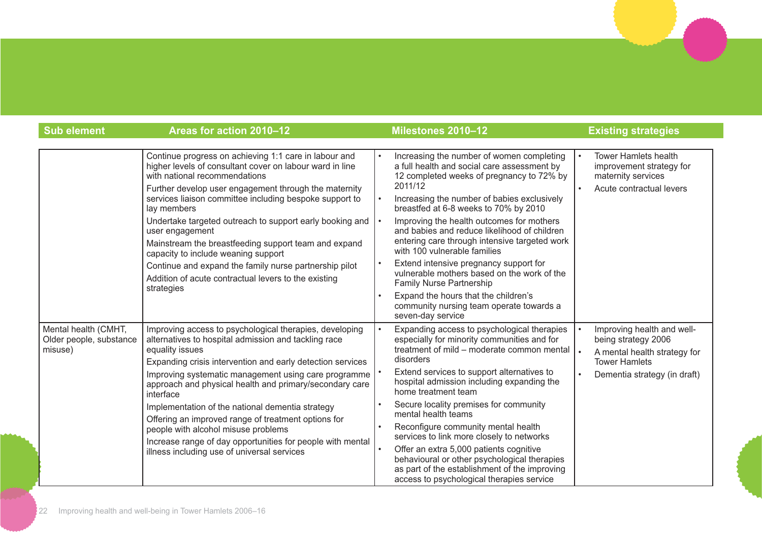| Sub element | Areas for action 2010–12 | Milestones 2010–12 | Existing strategies |
|---|---|---|---|
| | Continue progress on achieving 1:1 care in labour and higher levels of consultant cover on labour ward in line with national recommendations<br>Further develop user engagement through the maternity services liaison committee including bespoke support to lay members<br>Undertake targeted outreach to support early booking and user engagement<br>Mainstream the breastfeeding support team and expand capacity to include weaning support<br>Continue and expand the family nurse partnership pilot<br>Addition of acute contractual levers to the existing strategies | • Increasing the number of women completing a full health and social care assessment by 12 completed weeks of pregnancy to 72% by 2011/12<br>• Increasing the number of babies exclusively breastfed at 6-8 weeks to 70% by 2010<br>• Improving the health outcomes for mothers and babies and reduce likelihood of children entering care through intensive targeted work with 100 vulnerable families<br>• Extend intensive pregnancy support for vulnerable mothers based on the work of the Family Nurse Partnership<br>• Expand the hours that the children's community nursing team operate towards a seven-day service | • Tower Hamlets health improvement strategy for maternity services<br>• Acute contractual levers |
| Mental health (CMHT, Older people, substance misuse) | Improving access to psychological therapies, developing alternatives to hospital admission and tackling race equality issues<br>Expanding crisis intervention and early detection services<br>Improving systematic management using care programme approach and physical health and primary/secondary care interface<br>Implementation of the national dementia strategy<br>Offering an improved range of treatment options for people with alcohol misuse problems<br>Increase range of day opportunities for people with mental illness including use of universal services | • Expanding access to psychological therapies especially for minority communities and for treatment of mild – moderate common mental disorders<br>• Extend services to support alternatives to hospital admission including expanding the home treatment team<br>• Secure locality premises for community mental health teams<br>• Reconfigure community mental health services to link more closely to networks<br>• Offer an extra 5,000 patients cognitive behavioural or other psychological therapies as part of the establishment of the improving access to psychological therapies service | • Improving health and well-being strategy 2006<br>• A mental health strategy for Tower Hamlets<br>• Dementia strategy (in draft) |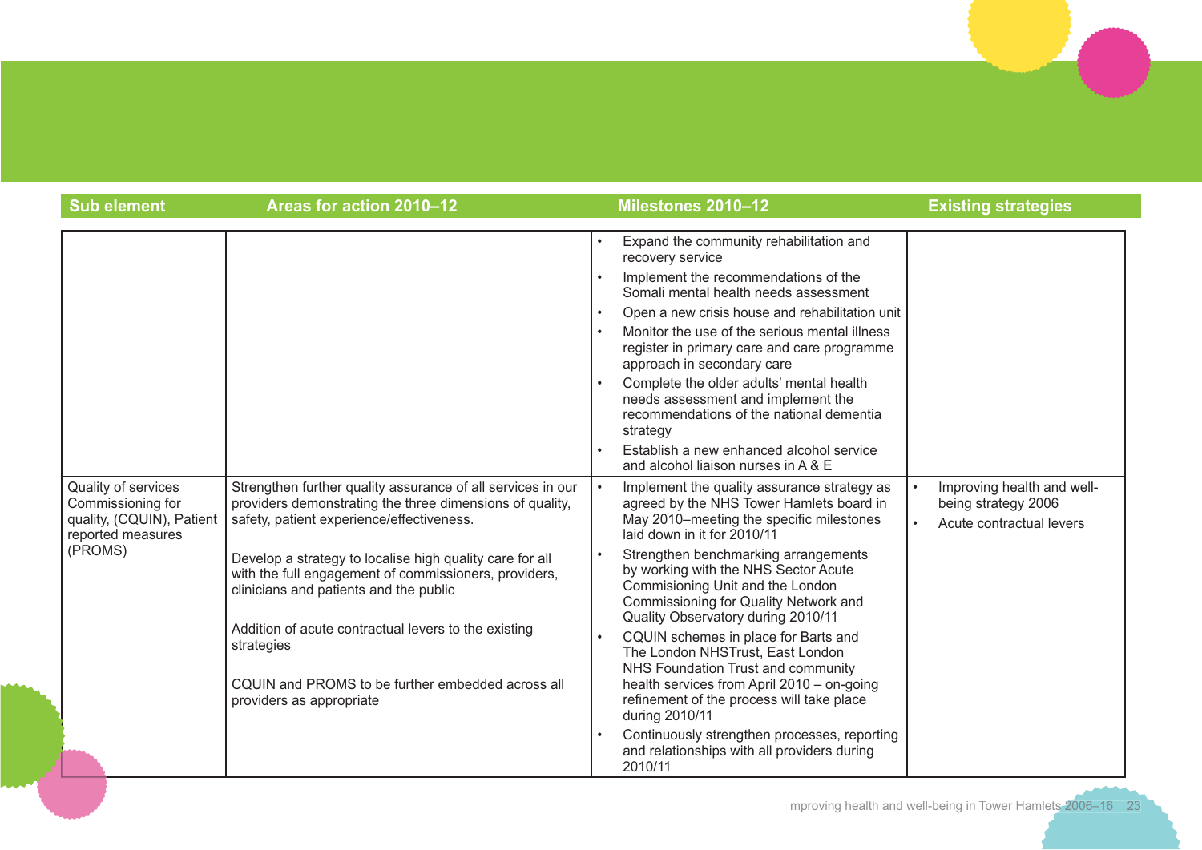| Sub element | Areas for action 2010–12 | Milestones 2010–12 | Existing strategies |
|---|---|---|---|
| | | • Expand the community rehabilitation and recovery service<br>• Implement the recommendations of the Somali mental health needs assessment<br>• Open a new crisis house and rehabilitation unit<br>• Monitor the use of the serious mental illness register in primary care and care programme approach in secondary care<br>• Complete the older adults' mental health needs assessment and implement the recommendations of the national dementia strategy<br>• Establish a new enhanced alcohol service and alcohol liaison nurses in A & E | |
| Quality of services Commissioning for quality, (CQUIN), Patient reported measures (PROMS) | Strengthen further quality assurance of all services in our providers demonstrating the three dimensions of quality, safety, patient experience/effectiveness.<br><br>Develop a strategy to localise high quality care for all with the full engagement of commissioners, providers, clinicians and patients and the public<br><br>Addition of acute contractual levers to the existing strategies<br><br>CQUIN and PROMS to be further embedded across all providers as appropriate | • Implement the quality assurance strategy as agreed by the NHS Tower Hamlets board in May 2010–meeting the specific milestones laid down in it for 2010/11<br>• Strengthen benchmarking arrangements by working with the NHS Sector Acute Commisioning Unit and the London Commissioning for Quality Network and Quality Observatory during 2010/11<br>• CQUIN schemes in place for Barts and The London NHSTrust, East London NHS Foundation Trust and community health services from April 2010 – on-going refinement of the process will take place during 2010/11<br>• Continuously strengthen processes, reporting and relationships with all providers during 2010/11 | • Improving health and well-being strategy 2006<br>• Acute contractual levers |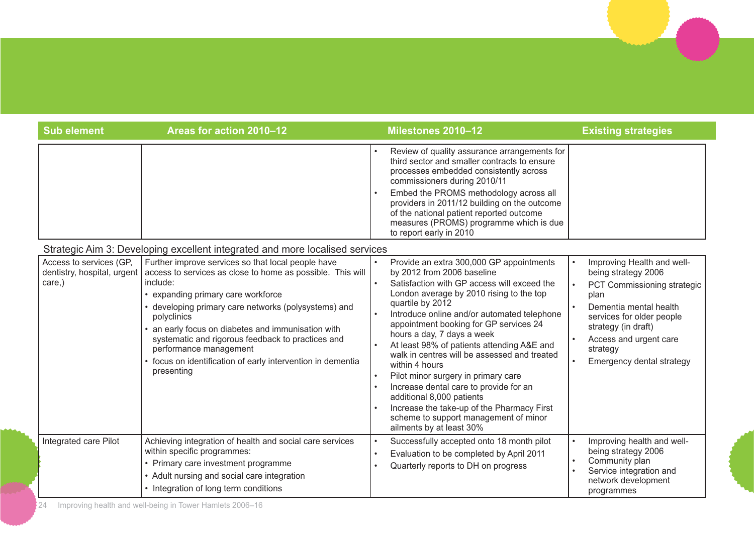| Sub element | Areas for action 2010–12 | Milestones 2010–12 | Existing strategies |
|---|---|---|---|
| | | • Review of quality assurance arrangements for third sector and smaller contracts to ensure processes embedded consistently across commissioners during 2010/11<br>• Embed the PROMS methodology across all providers in 2011/12 building on the outcome of the national patient reported outcome measures (PROMS) programme which is due to report early in 2010 | |

Strategic Aim 3: Developing excellent integrated and more localised services

| Sub element | Areas for action 2010–12 | Milestones 2010–12 | Existing strategies |
|---|---|---|---|
| Access to services (GP, dentistry, hospital, urgent care,) | Further improve services so that local people have access to services as close to home as possible. This will include:<br>• expanding primary care workforce<br>• developing primary care networks (polysystems) and polyclinics<br>• an early focus on diabetes and immunisation with systematic and rigorous feedback to practices and performance management<br>• focus on identification of early intervention in dementia presenting | • Provide an extra 300,000 GP appointments by 2012 from 2006 baseline<br>• Satisfaction with GP access will exceed the London average by 2010 rising to the top quartile by 2012<br>• Introduce online and/or automated telephone appointment booking for GP services 24 hours a day, 7 days a week<br>• At least 98% of patients attending A&E and walk in centres will be assessed and treated within 4 hours<br>• Pilot minor surgery in primary care<br>• Increase dental care to provide for an additional 8,000 patients<br>• Increase the take-up of the Pharmacy First scheme to support management of minor ailments by at least 30% | • Improving Health and well-being strategy 2006<br>• PCT Commissioning strategic plan<br>• Dementia mental health services for older people strategy (in draft)<br>• Access and urgent care strategy<br>• Emergency dental strategy |
| Integrated care Pilot | Achieving integration of health and social care services within specific programmes:<br>• Primary care investment programme<br>• Adult nursing and social care integration<br>• Integration of long term conditions | • Successfully accepted onto 18 month pilot<br>• Evaluation to be completed by April 2011<br>• Quarterly reports to DH on progress | • Improving health and well-being strategy 2006<br>• Community plan<br>• Service integration and network development programmes |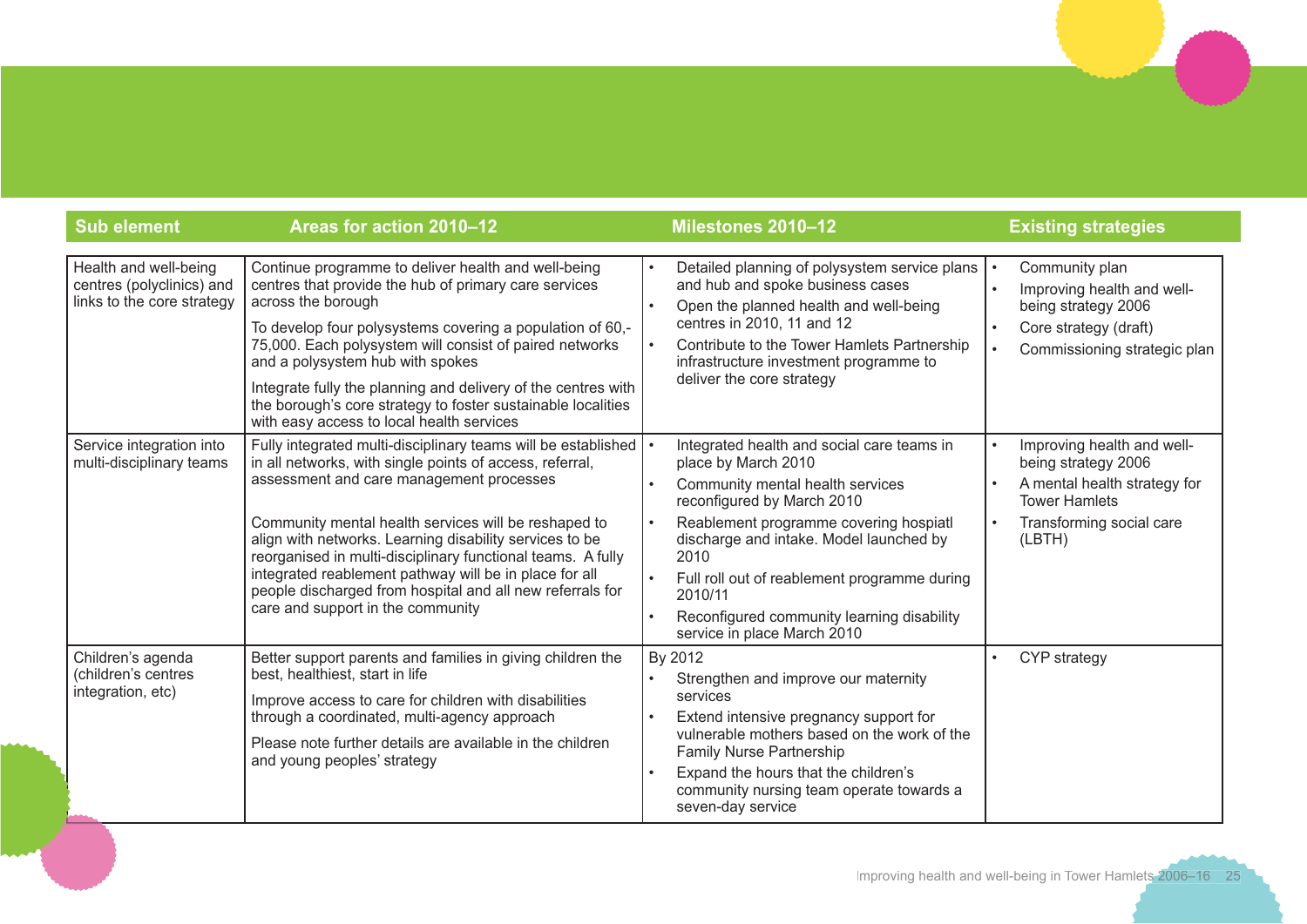| Sub element | Areas for action 2010–12 | Milestones 2010–12 | Existing strategies |
|---|---|---|---|
| Health and well-being centres (polyclinics) and links to the core strategy | Continue programme to deliver health and well-being centres that provide the hub of primary care services across the borough<br><br>To develop four polysystems covering a population of 60,-75,000. Each polysystem will consist of paired networks and a polysystem hub with spokes<br><br>Integrate fully the planning and delivery of the centres with the borough's core strategy to foster sustainable localities with easy access to local health services | • Detailed planning of polysystem service plans and hub and spoke business cases<br>• Open the planned health and well-being centres in 2010, 11 and 12<br>• Contribute to the Tower Hamlets Partnership infrastructure investment programme to deliver the core strategy | • Community plan<br>• Improving health and well-being strategy 2006<br>• Core strategy (draft)<br>• Commissioning strategic plan |
| Service integration into multi-disciplinary teams | Fully integrated multi-disciplinary teams will be established in all networks, with single points of access, referral, assessment and care management processes<br><br>Community mental health services will be reshaped to align with networks. Learning disability services to be reorganised in multi-disciplinary functional teams. A fully integrated reablement pathway will be in place for all people discharged from hospital and all new referrals for care and support in the community | • Integrated health and social care teams in place by March 2010<br>• Community mental health services reconfigured by March 2010<br>• Reablement programme covering hospiatl discharge and intake. Model launched by 2010<br>• Full roll out of reablement programme during 2010/11<br>• Reconfigured community learning disability service in place March 2010 | • Improving health and well-being strategy 2006<br>• A mental health strategy for Tower Hamlets<br>• Transforming social care (LBTH) |
| Children's agenda (children's centres integration, etc) | Better support parents and families in giving children the best, healthiest, start in life<br><br>Improve access to care for children with disabilities through a coordinated, multi-agency approach<br><br>Please note further details are available in the children and young peoples' strategy | By 2012<br>• Strengthen and improve our maternity services<br>• Extend intensive pregnancy support for vulnerable mothers based on the work of the Family Nurse Partnership<br>• Expand the hours that the children's community nursing team operate towards a seven-day service | • CYP strategy |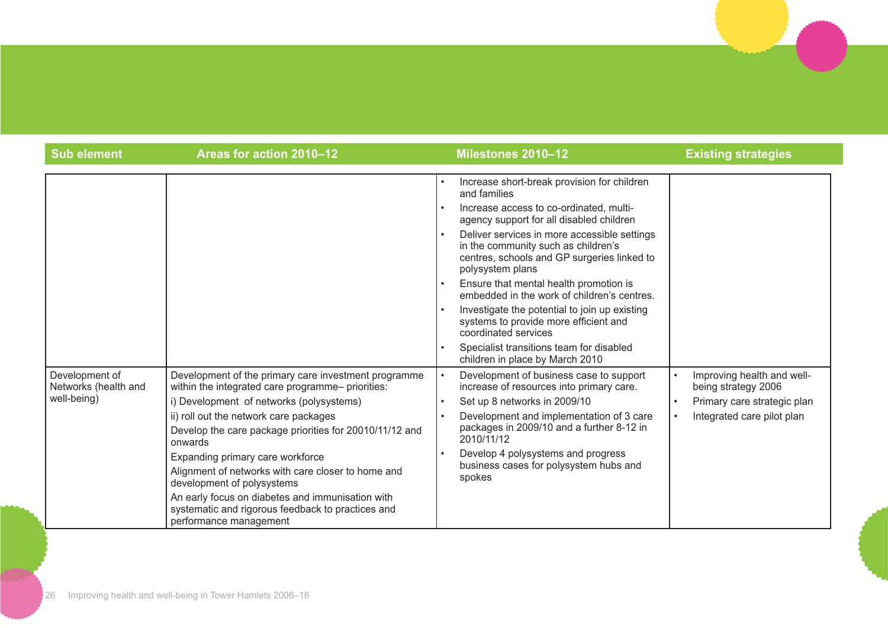| Sub element | Areas for action 2010–12 | Milestones 2010–12 | Existing strategies |
|---|---|---|---|
| | | • Increase short-break provision for children and families<br>• Increase access to co-ordinated, multi-agency support for all disabled children<br>• Deliver services in more accessible settings in the community such as children's centres, schools and GP surgeries linked to polysystem plans<br>• Ensure that mental health promotion is embedded in the work of children's centres.<br>• Investigate the potential to join up existing systems to provide more efficient and coordinated services<br>• Specialist transitions team for disabled children in place by March 2010 | |
| Development of Networks (health and well-being) | Development of the primary care investment programme within the integrated care programme– priorities:<br>i) Development of networks (polysystems)<br>ii) roll out the network care packages<br>Develop the care package priorities for 20010/11/12 and onwards<br>Expanding primary care workforce<br>Alignment of networks with care closer to home and development of polysystems<br>An early focus on diabetes and immunisation with systematic and rigorous feedback to practices and performance management | • Development of business case to support increase of resources into primary care.<br>• Set up 8 networks in 2009/10<br>• Development and implementation of 3 care packages in 2009/10 and a further 8-12 in 2010/11/12<br>• Develop 4 polysystems and progress business cases for polysystem hubs and spokes | • Improving health and well-being strategy 2006<br>• Primary care strategic plan<br>• Integrated care pilot plan |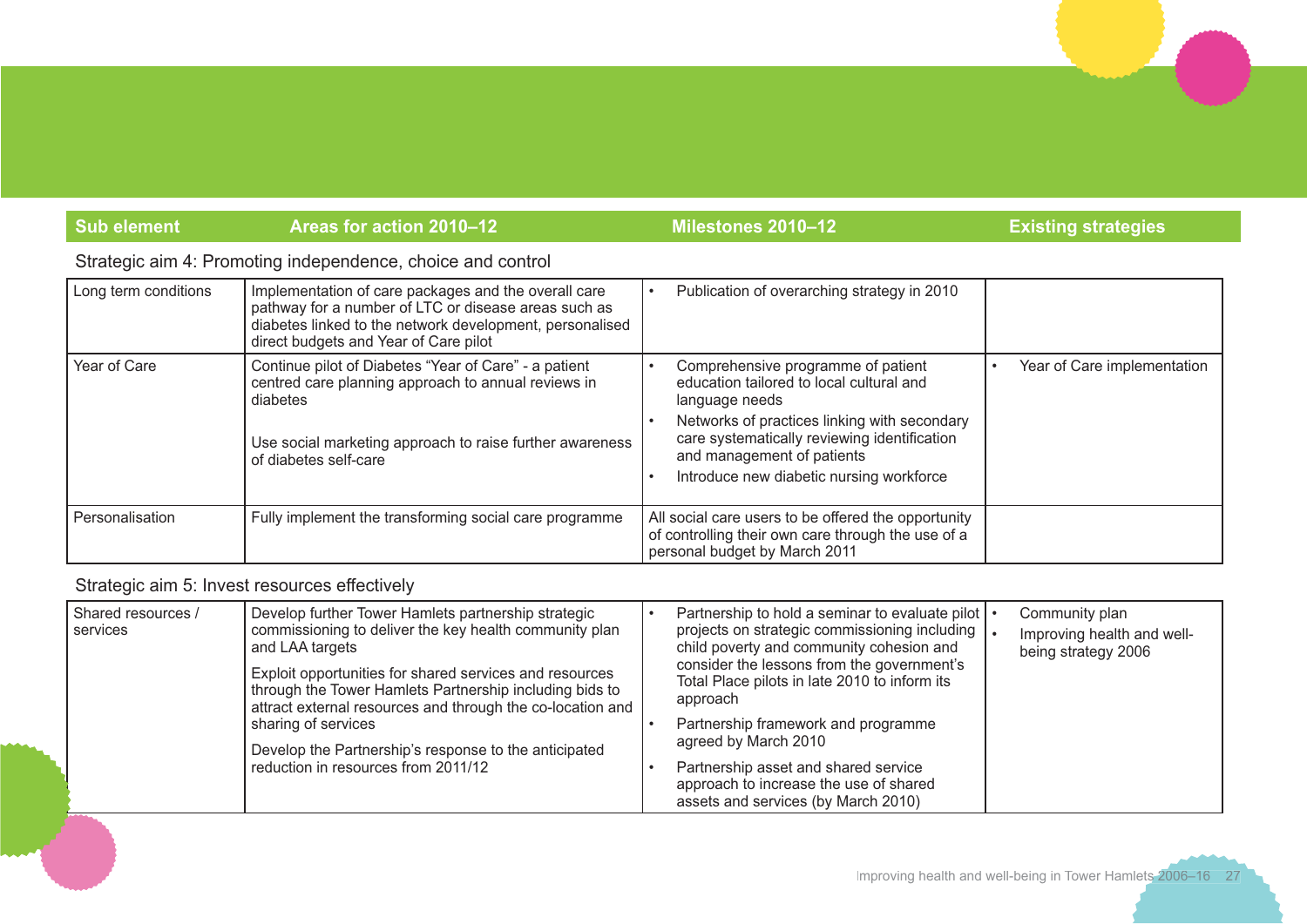| Sub element | Areas for action 2010–12 | Milestones 2010–12 | Existing strategies |
|---|---|---|---|
| **Strategic aim 4: Promoting independence, choice and control** | | | |
| Long term conditions | Implementation of care packages and the overall care pathway for a number of LTC or disease areas such as diabetes linked to the network development, personalised direct budgets and Year of Care pilot | • Publication of overarching strategy in 2010 | |
| Year of Care | Continue pilot of Diabetes "Year of Care" - a patient centred care planning approach to annual reviews in diabetes<br><br>Use social marketing approach to raise further awareness of diabetes self-care | • Comprehensive programme of patient education tailored to local cultural and language needs<br>• Networks of practices linking with secondary care systematically reviewing identification and management of patients<br>• Introduce new diabetic nursing workforce | • Year of Care implementation |
| Personalisation | Fully implement the transforming social care programme | All social care users to be offered the opportunity of controlling their own care through the use of a personal budget by March 2011 | |
| **Strategic aim 5: Invest resources effectively** | | | |
| Shared resources / services | Develop further Tower Hamlets partnership strategic commissioning to deliver the key health community plan and LAA targets<br><br>Exploit opportunities for shared services and resources through the Tower Hamlets Partnership including bids to attract external resources and through the co-location and sharing of services<br><br>Develop the Partnership's response to the anticipated reduction in resources from 2011/12 | • Partnership to hold a seminar to evaluate pilot projects on strategic commissioning including child poverty and community cohesion and consider the lessons from the government's Total Place pilots in late 2010 to inform its approach<br>• Partnership framework and programme agreed by March 2010<br>• Partnership asset and shared service approach to increase the use of shared assets and services (by March 2010) | • Community plan<br>• Improving health and well-being strategy 2006 |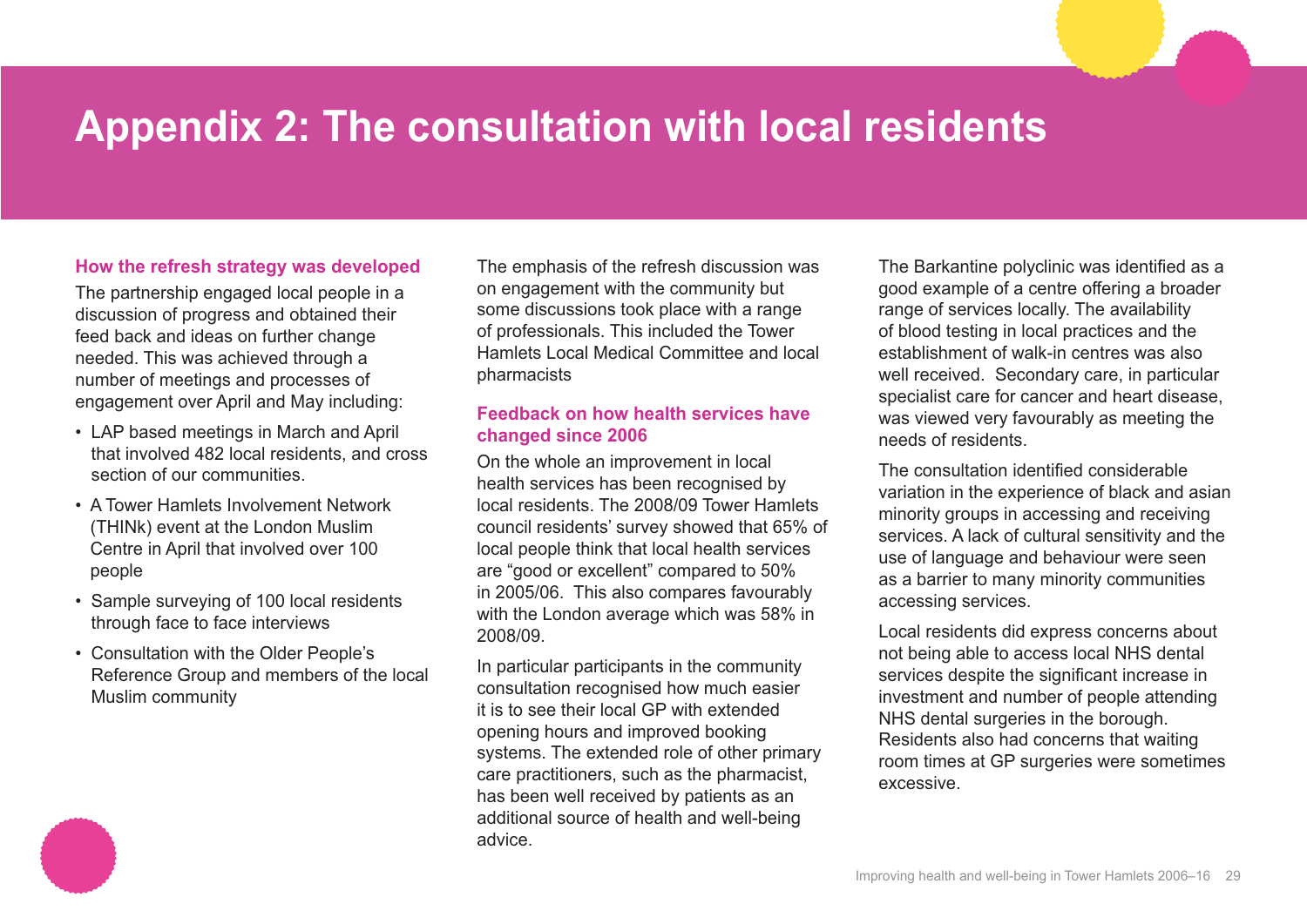# Appendix 2: The consultation with local residents

### How the refresh strategy was developed

The partnership engaged local people in a discussion of progress and obtained their feed back and ideas on further change needed. This was achieved through a number of meetings and processes of engagement over April and May including:

- LAP based meetings in March and April that involved 482 local residents, and cross section of our communities.
- A Tower Hamlets Involvement Network (THINk) event at the London Muslim Centre in April that involved over 100 people
- Sample surveying of 100 local residents through face to face interviews
- Consultation with the Older People's Reference Group and members of the local Muslim community

The emphasis of the refresh discussion was on engagement with the community but some discussions took place with a range of professionals. This included the Tower Hamlets Local Medical Committee and local pharmacists

### Feedback on how health services have changed since 2006

On the whole an improvement in local health services has been recognised by local residents. The 2008/09 Tower Hamlets council residents' survey showed that 65% of local people think that local health services are "good or excellent" compared to 50% in 2005/06. This also compares favourably with the London average which was 58% in 2008/09.

In particular participants in the community consultation recognised how much easier it is to see their local GP with extended opening hours and improved booking systems. The extended role of other primary care practitioners, such as the pharmacist, has been well received by patients as an additional source of health and well-being advice.

The Barkantine polyclinic was identified as a good example of a centre offering a broader range of services locally. The availability of blood testing in local practices and the establishment of walk-in centres was also well received. Secondary care, in particular specialist care for cancer and heart disease, was viewed very favourably as meeting the needs of residents.

The consultation identified considerable variation in the experience of black and asian minority groups in accessing and receiving services. A lack of cultural sensitivity and the use of language and behaviour were seen as a barrier to many minority communities accessing services.

Local residents did express concerns about not being able to access local NHS dental services despite the significant increase in investment and number of people attending NHS dental surgeries in the borough. Residents also had concerns that waiting room times at GP surgeries were sometimes excessive.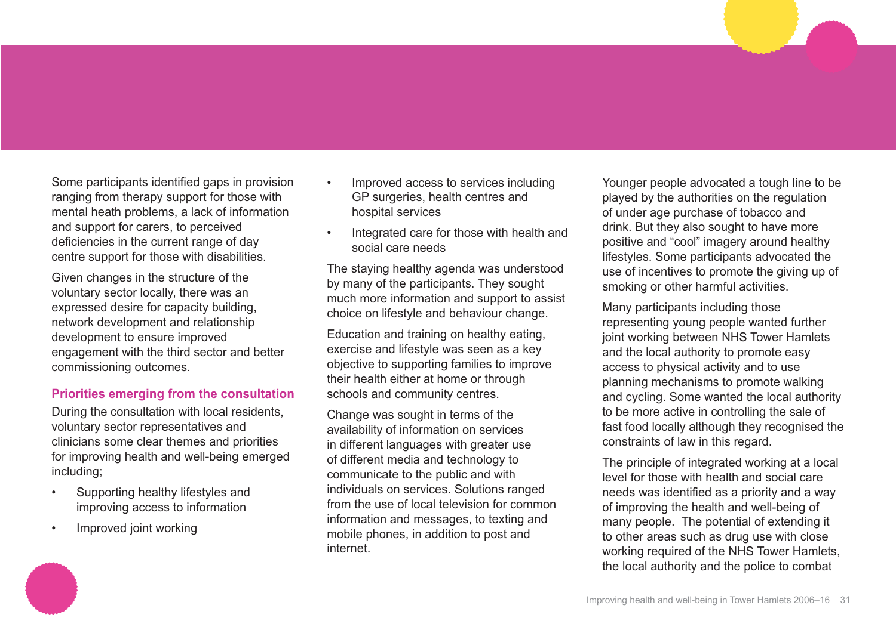Some participants identified gaps in provision ranging from therapy support for those with mental heath problems, a lack of information and support for carers, to perceived deficiencies in the current range of day centre support for those with disabilities.

Given changes in the structure of the voluntary sector locally, there was an expressed desire for capacity building, network development and relationship development to ensure improved engagement with the third sector and better commissioning outcomes.

### Priorities emerging from the consultation

During the consultation with local residents, voluntary sector representatives and clinicians some clear themes and priorities for improving health and well-being emerged including;

- Supporting healthy lifestyles and improving access to information
- Improved joint working
- Improved access to services including GP surgeries, health centres and hospital services
- Integrated care for those with health and social care needs

The staying healthy agenda was understood by many of the participants. They sought much more information and support to assist choice on lifestyle and behaviour change.

Education and training on healthy eating, exercise and lifestyle was seen as a key objective to supporting families to improve their health either at home or through schools and community centres.

Change was sought in terms of the availability of information on services in different languages with greater use of different media and technology to communicate to the public and with individuals on services. Solutions ranged from the use of local television for common information and messages, to texting and mobile phones, in addition to post and internet.

Younger people advocated a tough line to be played by the authorities on the regulation of under age purchase of tobacco and drink. But they also sought to have more positive and "cool" imagery around healthy lifestyles. Some participants advocated the use of incentives to promote the giving up of smoking or other harmful activities.

Many participants including those representing young people wanted further joint working between NHS Tower Hamlets and the local authority to promote easy access to physical activity and to use planning mechanisms to promote walking and cycling. Some wanted the local authority to be more active in controlling the sale of fast food locally although they recognised the constraints of law in this regard.

The principle of integrated working at a local level for those with health and social care needs was identified as a priority and a way of improving the health and well-being of many people. The potential of extending it to other areas such as drug use with close working required of the NHS Tower Hamlets, the local authority and the police to combat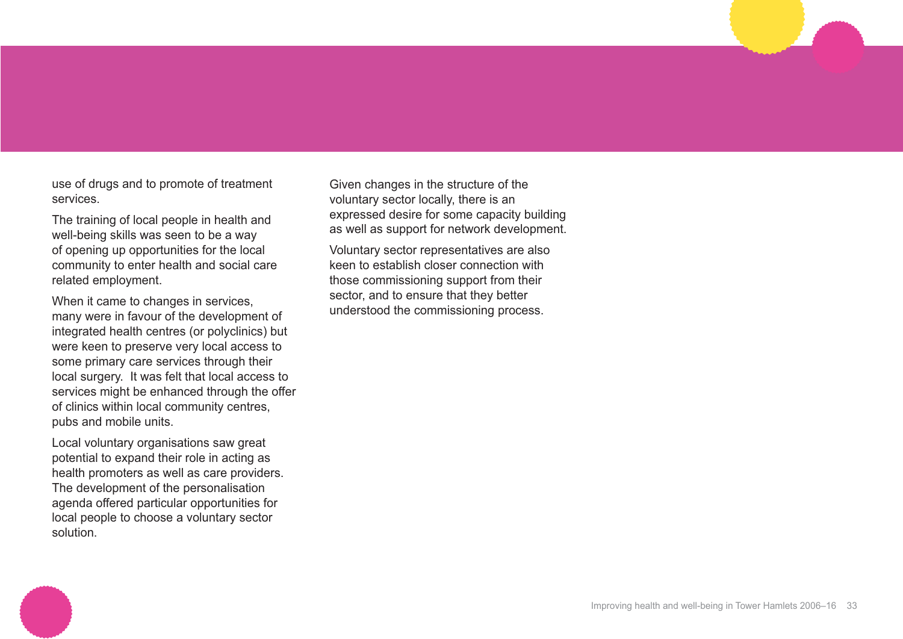use of drugs and to promote of treatment services.

The training of local people in health and well-being skills was seen to be a way of opening up opportunities for the local community to enter health and social care related employment.

When it came to changes in services, many were in favour of the development of integrated health centres (or polyclinics) but were keen to preserve very local access to some primary care services through their local surgery.  It was felt that local access to services might be enhanced through the offer of clinics within local community centres, pubs and mobile units.

Local voluntary organisations saw great potential to expand their role in acting as health promoters as well as care providers. The development of the personalisation agenda offered particular opportunities for local people to choose a voluntary sector solution.

Given changes in the structure of the voluntary sector locally, there is an expressed desire for some capacity building as well as support for network development.

Voluntary sector representatives are also keen to establish closer connection with those commissioning support from their sector, and to ensure that they better understood the commissioning process.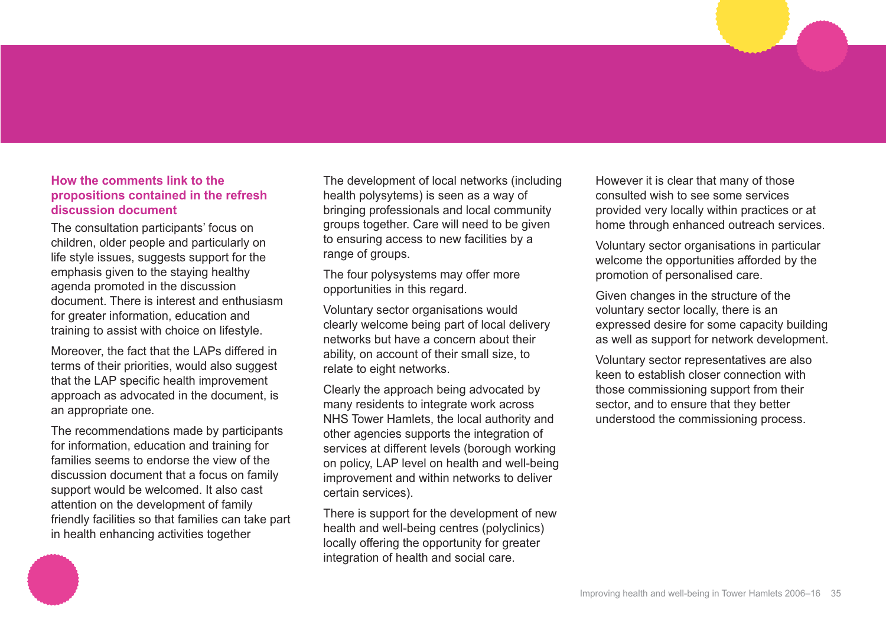### How the comments link to the propositions contained in the refresh discussion document

The consultation participants' focus on children, older people and particularly on life style issues, suggests support for the emphasis given to the staying healthy agenda promoted in the discussion document. There is interest and enthusiasm for greater information, education and training to assist with choice on lifestyle.

Moreover, the fact that the LAPs differed in terms of their priorities, would also suggest that the LAP specific health improvement approach as advocated in the document, is an appropriate one.

The recommendations made by participants for information, education and training for families seems to endorse the view of the discussion document that a focus on family support would be welcomed. It also cast attention on the development of family friendly facilities so that families can take part in health enhancing activities together

The development of local networks (including health polysytems) is seen as a way of bringing professionals and local community groups together. Care will need to be given to ensuring access to new facilities by a range of groups.

The four polysystems may offer more opportunities in this regard.

Voluntary sector organisations would clearly welcome being part of local delivery networks but have a concern about their ability, on account of their small size, to relate to eight networks.

Clearly the approach being advocated by many residents to integrate work across NHS Tower Hamlets, the local authority and other agencies supports the integration of services at different levels (borough working on policy, LAP level on health and well-being improvement and within networks to deliver certain services).

There is support for the development of new health and well-being centres (polyclinics) locally offering the opportunity for greater integration of health and social care.

However it is clear that many of those consulted wish to see some services provided very locally within practices or at home through enhanced outreach services.

Voluntary sector organisations in particular welcome the opportunities afforded by the promotion of personalised care.

Given changes in the structure of the voluntary sector locally, there is an expressed desire for some capacity building as well as support for network development.

Voluntary sector representatives are also keen to establish closer connection with those commissioning support from their sector, and to ensure that they better understood the commissioning process.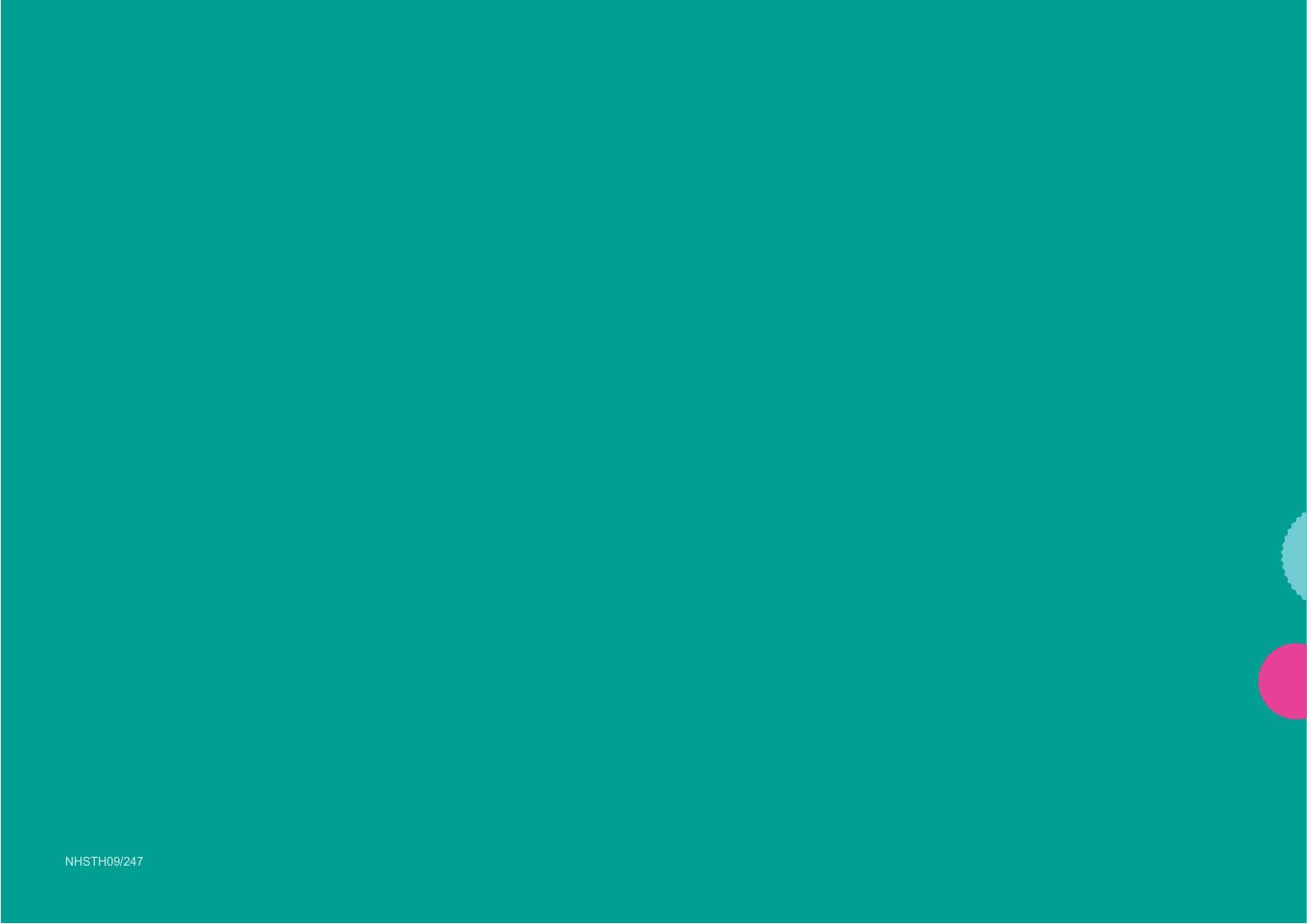NHSTH09/247